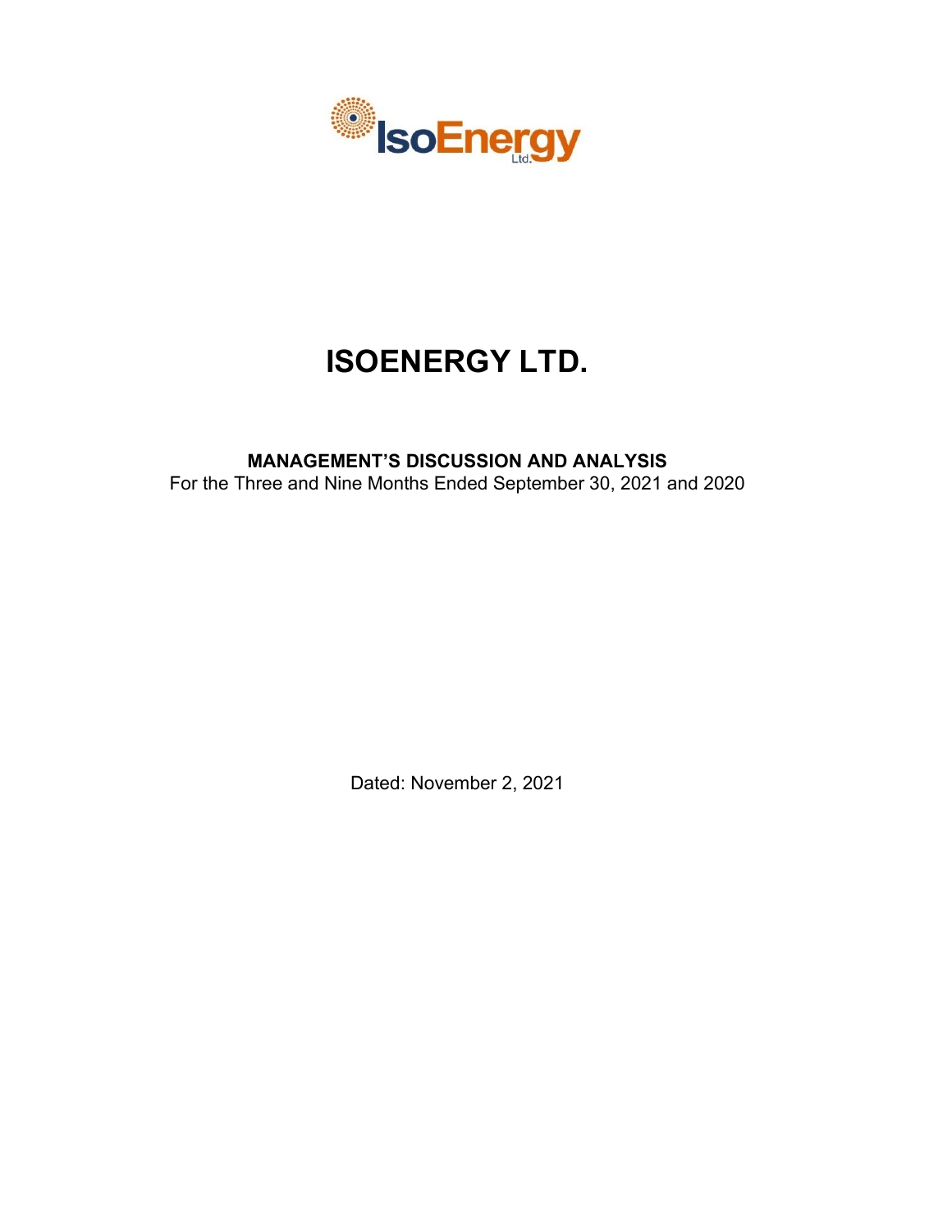# ISOENERGY LTD.

**MANAGEMENT'S DISCUSSION AND ANALYSIS**
For the Three and Nine Months Ended September 30, 2021 and 2020

Dated: November 2, 2021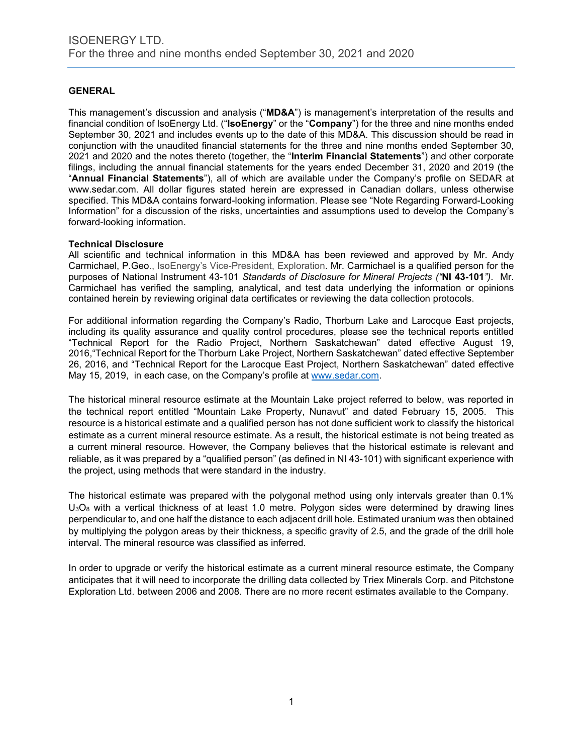## GENERAL

This management's discussion and analysis ("**MD&A**") is management's interpretation of the results and financial condition of IsoEnergy Ltd. ("**IsoEnergy**" or the "**Company**") for the three and nine months ended September 30, 2021 and includes events up to the date of this MD&A. This discussion should be read in conjunction with the unaudited financial statements for the three and nine months ended September 30, 2021 and 2020 and the notes thereto (together, the "**Interim Financial Statements**") and other corporate filings, including the annual financial statements for the years ended December 31, 2020 and 2019 (the "**Annual Financial Statements**"), all of which are available under the Company's profile on SEDAR at www.sedar.com. All dollar figures stated herein are expressed in Canadian dollars, unless otherwise specified. This MD&A contains forward-looking information. Please see "Note Regarding Forward-Looking Information" for a discussion of the risks, uncertainties and assumptions used to develop the Company's forward-looking information.

### Technical Disclosure

All scientific and technical information in this MD&A has been reviewed and approved by Mr. Andy Carmichael, P.Geo., IsoEnergy's Vice-President, Exploration. Mr. Carmichael is a qualified person for the purposes of National Instrument 43-101 *Standards of Disclosure for Mineral Projects ("***NI 43-101***")*. Mr. Carmichael has verified the sampling, analytical, and test data underlying the information or opinions contained herein by reviewing original data certificates or reviewing the data collection protocols.

For additional information regarding the Company's Radio, Thorburn Lake and Larocque East projects, including its quality assurance and quality control procedures, please see the technical reports entitled "Technical Report for the Radio Project, Northern Saskatchewan" dated effective August 19, 2016,"Technical Report for the Thorburn Lake Project, Northern Saskatchewan" dated effective September 26, 2016, and "Technical Report for the Larocque East Project, Northern Saskatchewan" dated effective May 15, 2019, in each case, on the Company's profile at www.sedar.com.

The historical mineral resource estimate at the Mountain Lake project referred to below, was reported in the technical report entitled "Mountain Lake Property, Nunavut" and dated February 15, 2005. This resource is a historical estimate and a qualified person has not done sufficient work to classify the historical estimate as a current mineral resource estimate. As a result, the historical estimate is not being treated as a current mineral resource. However, the Company believes that the historical estimate is relevant and reliable, as it was prepared by a "qualified person" (as defined in NI 43-101) with significant experience with the project, using methods that were standard in the industry.

The historical estimate was prepared with the polygonal method using only intervals greater than 0.1% $U_3O_8$ with a vertical thickness of at least 1.0 metre. Polygon sides were determined by drawing lines perpendicular to, and one half the distance to each adjacent drill hole. Estimated uranium was then obtained by multiplying the polygon areas by their thickness, a specific gravity of 2.5, and the grade of the drill hole interval. The mineral resource was classified as inferred.

In order to upgrade or verify the historical estimate as a current mineral resource estimate, the Company anticipates that it will need to incorporate the drilling data collected by Triex Minerals Corp. and Pitchstone Exploration Ltd. between 2006 and 2008. There are no more recent estimates available to the Company.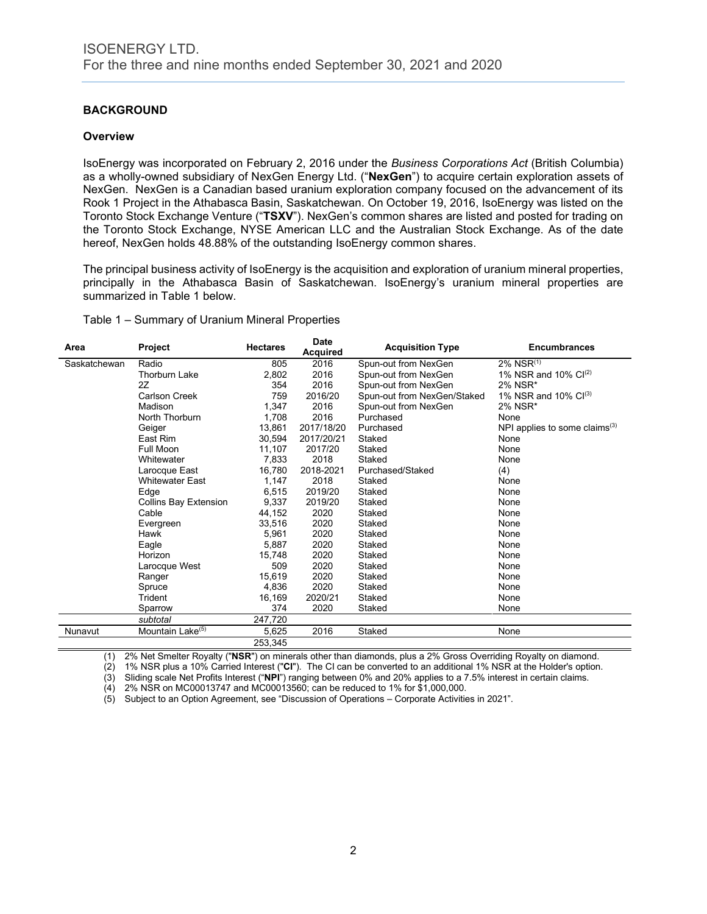## BACKGROUND

### Overview

IsoEnergy was incorporated on February 2, 2016 under the *Business Corporations Act* (British Columbia) as a wholly-owned subsidiary of NexGen Energy Ltd. ("**NexGen**") to acquire certain exploration assets of NexGen. NexGen is a Canadian based uranium exploration company focused on the advancement of its Rook 1 Project in the Athabasca Basin, Saskatchewan. On October 19, 2016, IsoEnergy was listed on the Toronto Stock Exchange Venture ("**TSXV**"). NexGen's common shares are listed and posted for trading on the Toronto Stock Exchange, NYSE American LLC and the Australian Stock Exchange. As of the date hereof, NexGen holds 48.88% of the outstanding IsoEnergy common shares.

The principal business activity of IsoEnergy is the acquisition and exploration of uranium mineral properties, principally in the Athabasca Basin of Saskatchewan. IsoEnergy's uranium mineral properties are summarized in Table 1 below.

Table 1 – Summary of Uranium Mineral Properties

| Area | Project | Hectares | Date Acquired | Acquisition Type | Encumbrances |
|---|---|---|---|---|---|
| Saskatchewan | Radio | 805 | 2016 | Spun-out from NexGen | 2% NSR[(1)] |
| | Thorburn Lake | 2,802 | 2016 | Spun-out from NexGen | 1% NSR and 10% CI[(2)] |
| | 2Z | 354 | 2016 | Spun-out from NexGen | 2% NSR* |
| | Carlson Creek | 759 | 2016/20 | Spun-out from NexGen/Staked | 1% NSR and 10% CI[(3)] |
| | Madison | 1,347 | 2016 | Spun-out from NexGen | 2% NSR* |
| | North Thorburn | 1,708 | 2016 | Purchased | None |
| | Geiger | 13,861 | 2017/18/20 | Purchased | NPI applies to some claims[(3)] |
| | East Rim | 30,594 | 2017/20/21 | Staked | None |
| | Full Moon | 11,107 | 2017/20 | Staked | None |
| | Whitewater | 7,833 | 2018 | Staked | None |
| | Larocque East | 16,780 | 2018-2021 | Purchased/Staked | (4) |
| | Whitewater East | 1,147 | 2018 | Staked | None |
| | Edge | 6,515 | 2019/20 | Staked | None |
| | Collins Bay Extension | 9,337 | 2019/20 | Staked | None |
| | Cable | 44,152 | 2020 | Staked | None |
| | Evergreen | 33,516 | 2020 | Staked | None |
| | Hawk | 5,961 | 2020 | Staked | None |
| | Eagle | 5,887 | 2020 | Staked | None |
| | Horizon | 15,748 | 2020 | Staked | None |
| | Larocque West | 509 | 2020 | Staked | None |
| | Ranger | 15,619 | 2020 | Staked | None |
| | Spruce | 4,836 | 2020 | Staked | None |
| | Trident | 16,169 | 2020/21 | Staked | None |
| | Sparrow | 374 | 2020 | Staked | None |
| | *subtotal* | 247,720 | | | |
| Nunavut | Mountain Lake[(5)] | 5,625 | 2016 | Staked | None |
| | | 253,345 | | | |

(1) 2% Net Smelter Royalty ("**NSR**") on minerals other than diamonds, plus a 2% Gross Overriding Royalty on diamond.

(2) 1% NSR plus a 10% Carried Interest ("**CI**"). The CI can be converted to an additional 1% NSR at the Holder's option.

(3) Sliding scale Net Profits Interest ("**NPI**") ranging between 0% and 20% applies to a 7.5% interest in certain claims.

(4) 2% NSR on MC00013747 and MC00013560; can be reduced to 1% for $1,000,000.

(5) Subject to an Option Agreement, see "Discussion of Operations – Corporate Activities in 2021".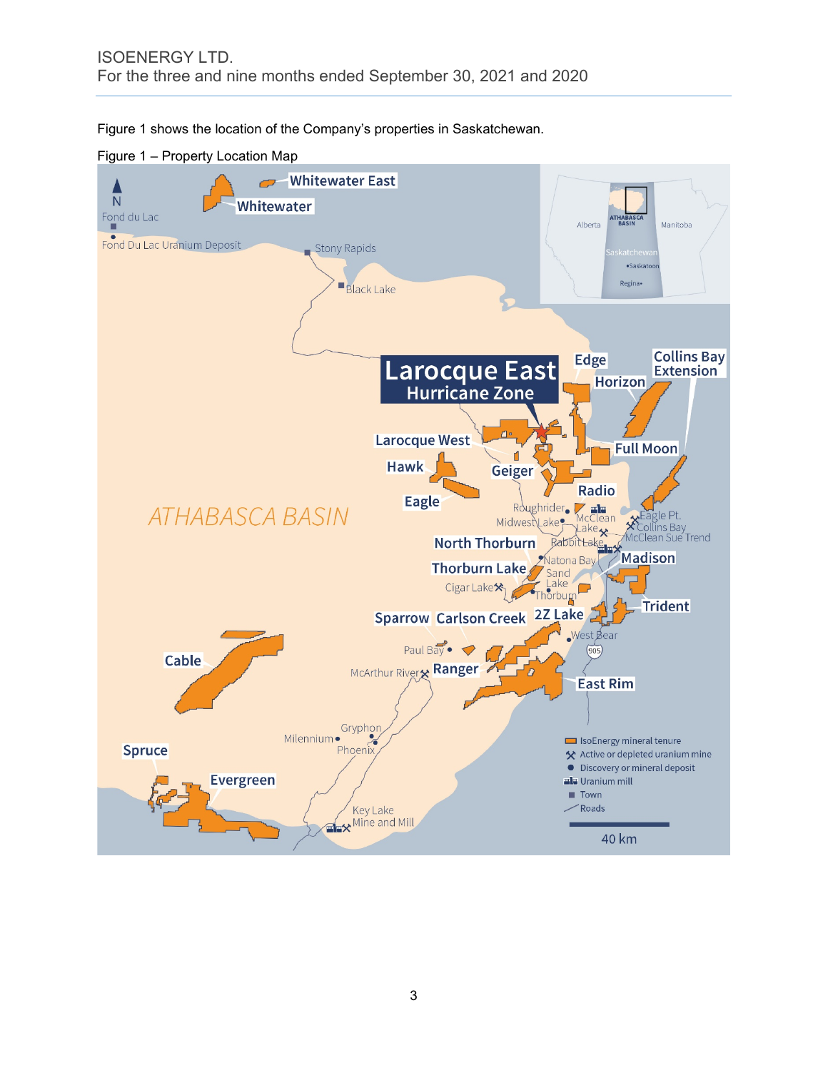Figure 1 shows the location of the Company's properties in Saskatchewan.

Figure 1 – Property Location Map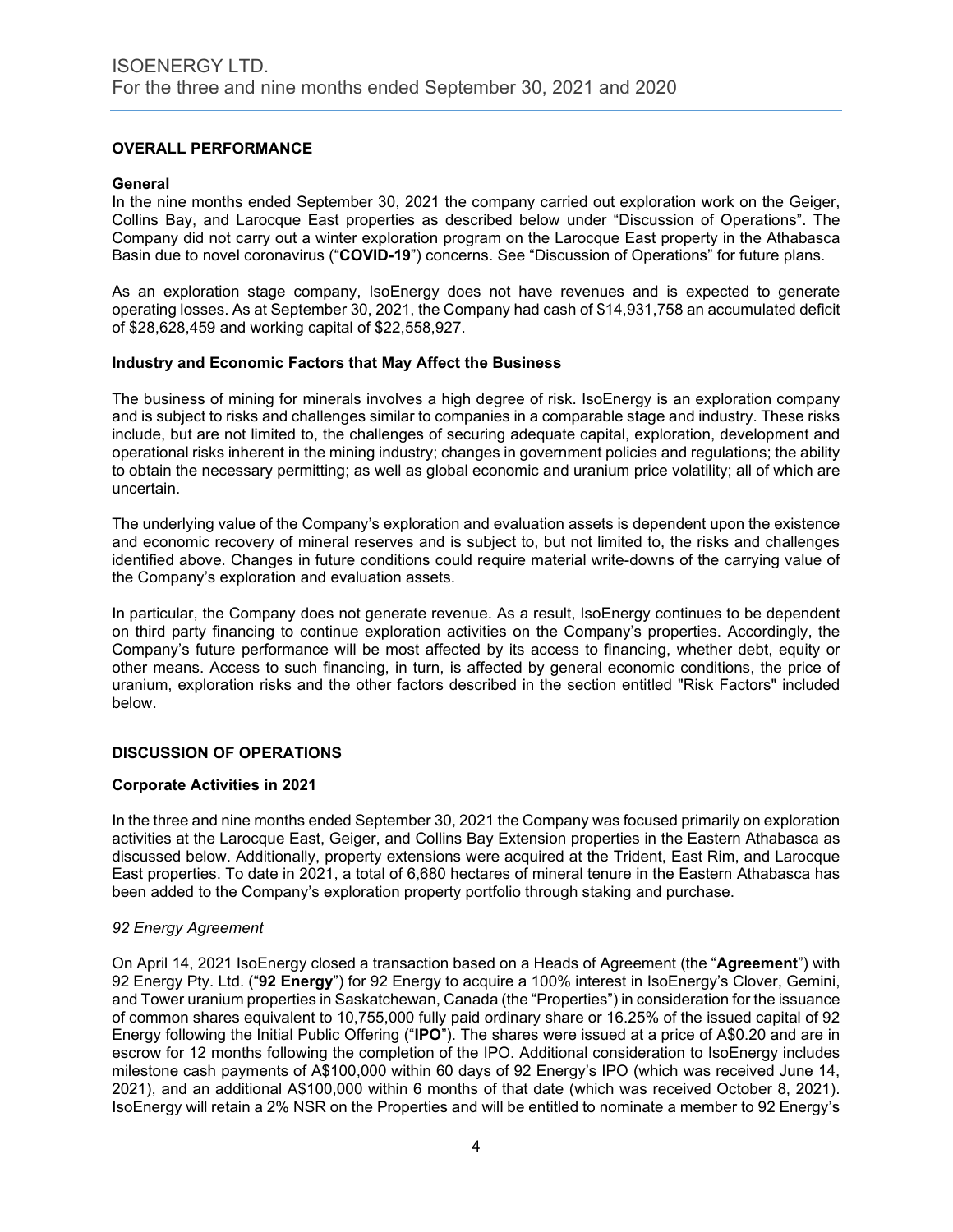## OVERALL PERFORMANCE

### General

In the nine months ended September 30, 2021 the company carried out exploration work on the Geiger, Collins Bay, and Larocque East properties as described below under "Discussion of Operations". The Company did not carry out a winter exploration program on the Larocque East property in the Athabasca Basin due to novel coronavirus ("**COVID-19**") concerns. See "Discussion of Operations" for future plans.

As an exploration stage company, IsoEnergy does not have revenues and is expected to generate operating losses. As at September 30, 2021, the Company had cash of $14,931,758 an accumulated deficit of $28,628,459 and working capital of $22,558,927.

### Industry and Economic Factors that May Affect the Business

The business of mining for minerals involves a high degree of risk. IsoEnergy is an exploration company and is subject to risks and challenges similar to companies in a comparable stage and industry. These risks include, but are not limited to, the challenges of securing adequate capital, exploration, development and operational risks inherent in the mining industry; changes in government policies and regulations; the ability to obtain the necessary permitting; as well as global economic and uranium price volatility; all of which are uncertain.

The underlying value of the Company's exploration and evaluation assets is dependent upon the existence and economic recovery of mineral reserves and is subject to, but not limited to, the risks and challenges identified above. Changes in future conditions could require material write-downs of the carrying value of the Company's exploration and evaluation assets.

In particular, the Company does not generate revenue. As a result, IsoEnergy continues to be dependent on third party financing to continue exploration activities on the Company's properties. Accordingly, the Company's future performance will be most affected by its access to financing, whether debt, equity or other means. Access to such financing, in turn, is affected by general economic conditions, the price of uranium, exploration risks and the other factors described in the section entitled "Risk Factors" included below.

## DISCUSSION OF OPERATIONS

### Corporate Activities in 2021

In the three and nine months ended September 30, 2021 the Company was focused primarily on exploration activities at the Larocque East, Geiger, and Collins Bay Extension properties in the Eastern Athabasca as discussed below. Additionally, property extensions were acquired at the Trident, East Rim, and Larocque East properties. To date in 2021, a total of 6,680 hectares of mineral tenure in the Eastern Athabasca has been added to the Company's exploration property portfolio through staking and purchase.

*92 Energy Agreement*

On April 14, 2021 IsoEnergy closed a transaction based on a Heads of Agreement (the "**Agreement**") with 92 Energy Pty. Ltd. ("**92 Energy**") for 92 Energy to acquire a 100% interest in IsoEnergy's Clover, Gemini, and Tower uranium properties in Saskatchewan, Canada (the "Properties") in consideration for the issuance of common shares equivalent to 10,755,000 fully paid ordinary share or 16.25% of the issued capital of 92 Energy following the Initial Public Offering ("**IPO**"). The shares were issued at a price of A$0.20 and are in escrow for 12 months following the completion of the IPO. Additional consideration to IsoEnergy includes milestone cash payments of A$100,000 within 60 days of 92 Energy's IPO (which was received June 14, 2021), and an additional A$100,000 within 6 months of that date (which was received October 8, 2021). IsoEnergy will retain a 2% NSR on the Properties and will be entitled to nominate a member to 92 Energy's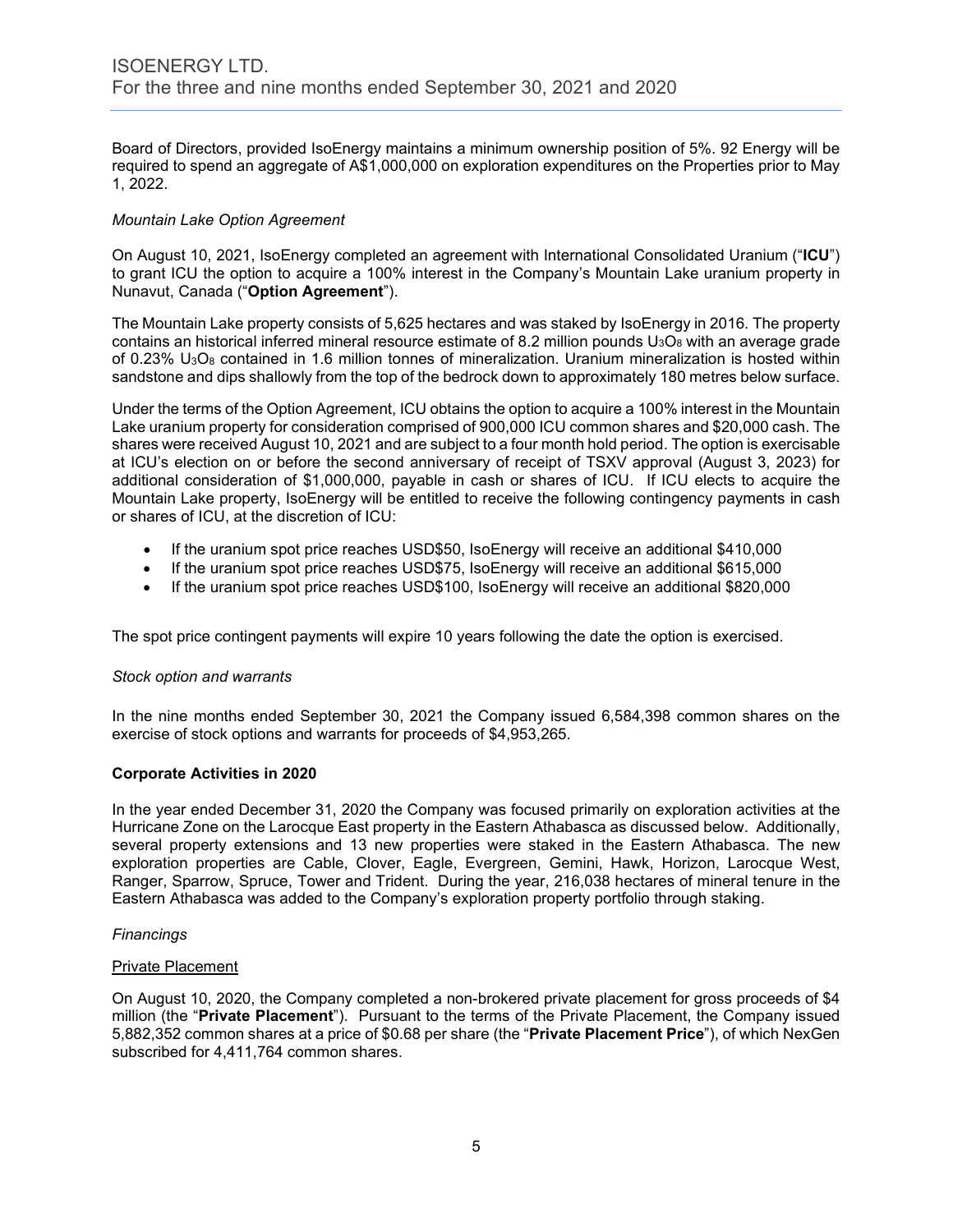Board of Directors, provided IsoEnergy maintains a minimum ownership position of 5%. 92 Energy will be required to spend an aggregate of A$1,000,000 on exploration expenditures on the Properties prior to May 1, 2022.

*Mountain Lake Option Agreement*

On August 10, 2021, IsoEnergy completed an agreement with International Consolidated Uranium ("**ICU**") to grant ICU the option to acquire a 100% interest in the Company's Mountain Lake uranium property in Nunavut, Canada ("**Option Agreement**").

The Mountain Lake property consists of 5,625 hectares and was staked by IsoEnergy in 2016. The property contains an historical inferred mineral resource estimate of 8.2 million pounds $U_3O_8$ with an average grade of 0.23% $U_3O_8$ contained in 1.6 million tonnes of mineralization. Uranium mineralization is hosted within sandstone and dips shallowly from the top of the bedrock down to approximately 180 metres below surface.

Under the terms of the Option Agreement, ICU obtains the option to acquire a 100% interest in the Mountain Lake uranium property for consideration comprised of 900,000 ICU common shares and $20,000 cash. The shares were received August 10, 2021 and are subject to a four month hold period. The option is exercisable at ICU's election on or before the second anniversary of receipt of TSXV approval (August 3, 2023) for additional consideration of $1,000,000, payable in cash or shares of ICU. If ICU elects to acquire the Mountain Lake property, IsoEnergy will be entitled to receive the following contingency payments in cash or shares of ICU, at the discretion of ICU:

- If the uranium spot price reaches USD$50, IsoEnergy will receive an additional $410,000
- If the uranium spot price reaches USD$75, IsoEnergy will receive an additional $615,000
- If the uranium spot price reaches USD$100, IsoEnergy will receive an additional $820,000

The spot price contingent payments will expire 10 years following the date the option is exercised.

*Stock option and warrants*

In the nine months ended September 30, 2021 the Company issued 6,584,398 common shares on the exercise of stock options and warrants for proceeds of $4,953,265.

**Corporate Activities in 2020**

In the year ended December 31, 2020 the Company was focused primarily on exploration activities at the Hurricane Zone on the Larocque East property in the Eastern Athabasca as discussed below. Additionally, several property extensions and 13 new properties were staked in the Eastern Athabasca. The new exploration properties are Cable, Clover, Eagle, Evergreen, Gemini, Hawk, Horizon, Larocque West, Ranger, Sparrow, Spruce, Tower and Trident. During the year, 216,038 hectares of mineral tenure in the Eastern Athabasca was added to the Company's exploration property portfolio through staking.

*Financings*

Private Placement

On August 10, 2020, the Company completed a non-brokered private placement for gross proceeds of $4 million (the "**Private Placement**"). Pursuant to the terms of the Private Placement, the Company issued 5,882,352 common shares at a price of $0.68 per share (the "**Private Placement Price**"), of which NexGen subscribed for 4,411,764 common shares.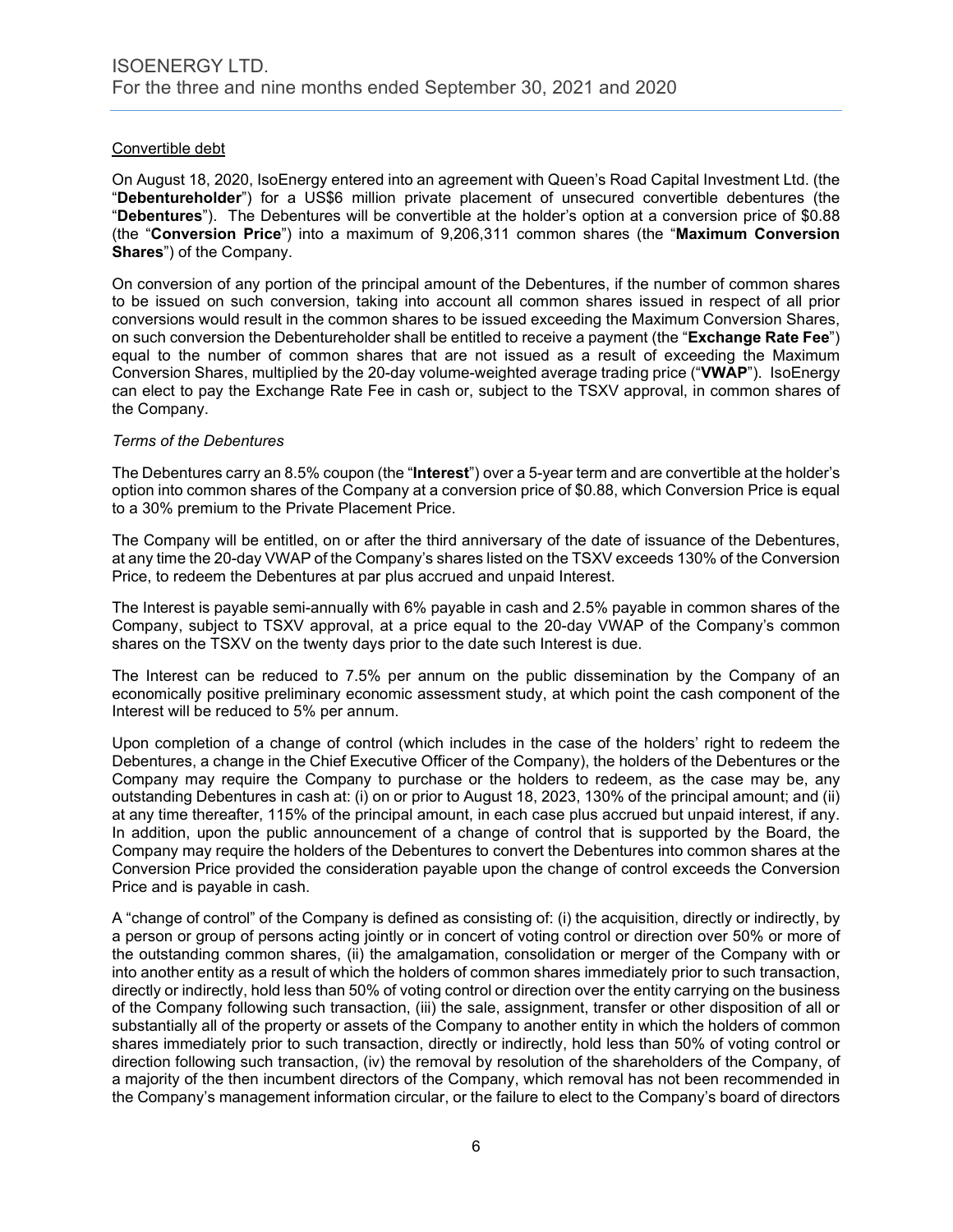Convertible debt

On August 18, 2020, IsoEnergy entered into an agreement with Queen's Road Capital Investment Ltd. (the "**Debentureholder**") for a US$6 million private placement of unsecured convertible debentures (the "**Debentures**"). The Debentures will be convertible at the holder's option at a conversion price of $0.88 (the "**Conversion Price**") into a maximum of 9,206,311 common shares (the "**Maximum Conversion Shares**") of the Company.

On conversion of any portion of the principal amount of the Debentures, if the number of common shares to be issued on such conversion, taking into account all common shares issued in respect of all prior conversions would result in the common shares to be issued exceeding the Maximum Conversion Shares, on such conversion the Debentureholder shall be entitled to receive a payment (the "**Exchange Rate Fee**") equal to the number of common shares that are not issued as a result of exceeding the Maximum Conversion Shares, multiplied by the 20-day volume-weighted average trading price ("**VWAP**"). IsoEnergy can elect to pay the Exchange Rate Fee in cash or, subject to the TSXV approval, in common shares of the Company.

*Terms of the Debentures*

The Debentures carry an 8.5% coupon (the "**Interest**") over a 5-year term and are convertible at the holder's option into common shares of the Company at a conversion price of $0.88, which Conversion Price is equal to a 30% premium to the Private Placement Price.

The Company will be entitled, on or after the third anniversary of the date of issuance of the Debentures, at any time the 20-day VWAP of the Company's shares listed on the TSXV exceeds 130% of the Conversion Price, to redeem the Debentures at par plus accrued and unpaid Interest.

The Interest is payable semi-annually with 6% payable in cash and 2.5% payable in common shares of the Company, subject to TSXV approval, at a price equal to the 20-day VWAP of the Company's common shares on the TSXV on the twenty days prior to the date such Interest is due.

The Interest can be reduced to 7.5% per annum on the public dissemination by the Company of an economically positive preliminary economic assessment study, at which point the cash component of the Interest will be reduced to 5% per annum.

Upon completion of a change of control (which includes in the case of the holders' right to redeem the Debentures, a change in the Chief Executive Officer of the Company), the holders of the Debentures or the Company may require the Company to purchase or the holders to redeem, as the case may be, any outstanding Debentures in cash at: (i) on or prior to August 18, 2023, 130% of the principal amount; and (ii) at any time thereafter, 115% of the principal amount, in each case plus accrued but unpaid interest, if any. In addition, upon the public announcement of a change of control that is supported by the Board, the Company may require the holders of the Debentures to convert the Debentures into common shares at the Conversion Price provided the consideration payable upon the change of control exceeds the Conversion Price and is payable in cash.

A "change of control" of the Company is defined as consisting of: (i) the acquisition, directly or indirectly, by a person or group of persons acting jointly or in concert of voting control or direction over 50% or more of the outstanding common shares, (ii) the amalgamation, consolidation or merger of the Company with or into another entity as a result of which the holders of common shares immediately prior to such transaction, directly or indirectly, hold less than 50% of voting control or direction over the entity carrying on the business of the Company following such transaction, (iii) the sale, assignment, transfer or other disposition of all or substantially all of the property or assets of the Company to another entity in which the holders of common shares immediately prior to such transaction, directly or indirectly, hold less than 50% of voting control or direction following such transaction, (iv) the removal by resolution of the shareholders of the Company, of a majority of the then incumbent directors of the Company, which removal has not been recommended in the Company's management information circular, or the failure to elect to the Company's board of directors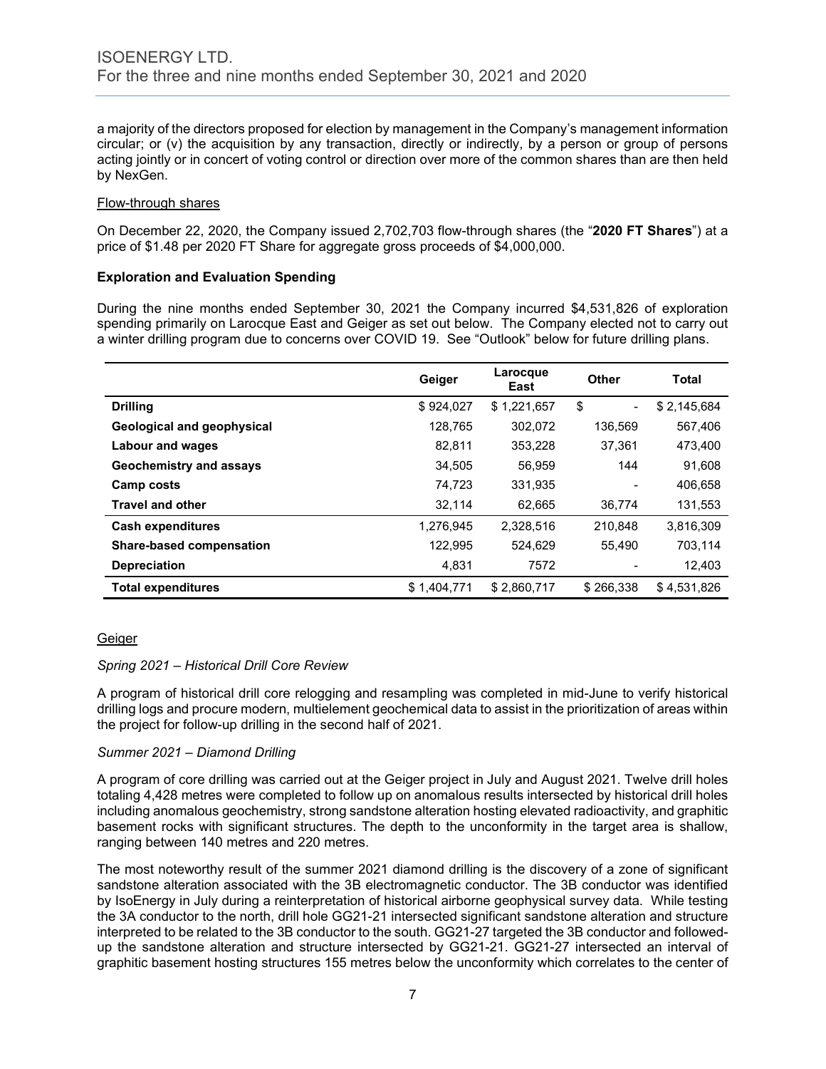a majority of the directors proposed for election by management in the Company's management information circular; or (v) the acquisition by any transaction, directly or indirectly, by a person or group of persons acting jointly or in concert of voting control or direction over more of the common shares than are then held by NexGen.

Flow-through shares

On December 22, 2020, the Company issued 2,702,703 flow-through shares (the "**2020 FT Shares**") at a price of $1.48 per 2020 FT Share for aggregate gross proceeds of $4,000,000.

### Exploration and Evaluation Spending

During the nine months ended September 30, 2021 the Company incurred $4,531,826 of exploration spending primarily on Larocque East and Geiger as set out below. The Company elected not to carry out a winter drilling program due to concerns over COVID 19. See "Outlook" below for future drilling plans.

| | Geiger | Larocque East | Other | Total |
|---|---|---|---|---|
| **Drilling** | $ 924,027 | $ 1,221,657 | $ - | $ 2,145,684 |
| **Geological and geophysical** | 128,765 | 302,072 | 136,569 | 567,406 |
| **Labour and wages** | 82,811 | 353,228 | 37,361 | 473,400 |
| **Geochemistry and assays** | 34,505 | 56,959 | 144 | 91,608 |
| **Camp costs** | 74,723 | 331,935 | - | 406,658 |
| **Travel and other** | 32,114 | 62,665 | 36,774 | 131,553 |
| **Cash expenditures** | 1,276,945 | 2,328,516 | 210,848 | 3,816,309 |
| **Share-based compensation** | 122,995 | 524,629 | 55,490 | 703,114 |
| **Depreciation** | 4,831 | 7572 | - | 12,403 |
| **Total expenditures** | $ 1,404,771 | $ 2,860,717 | $ 266,338 | $ 4,531,826 |

Geiger

*Spring 2021 – Historical Drill Core Review*

A program of historical drill core relogging and resampling was completed in mid-June to verify historical drilling logs and procure modern, multielement geochemical data to assist in the prioritization of areas within the project for follow-up drilling in the second half of 2021.

*Summer 2021 – Diamond Drilling*

A program of core drilling was carried out at the Geiger project in July and August 2021. Twelve drill holes totaling 4,428 metres were completed to follow up on anomalous results intersected by historical drill holes including anomalous geochemistry, strong sandstone alteration hosting elevated radioactivity, and graphitic basement rocks with significant structures. The depth to the unconformity in the target area is shallow, ranging between 140 metres and 220 metres.

The most noteworthy result of the summer 2021 diamond drilling is the discovery of a zone of significant sandstone alteration associated with the 3B electromagnetic conductor. The 3B conductor was identified by IsoEnergy in July during a reinterpretation of historical airborne geophysical survey data. While testing the 3A conductor to the north, drill hole GG21-21 intersected significant sandstone alteration and structure interpreted to be related to the 3B conductor to the south. GG21-27 targeted the 3B conductor and followed-up the sandstone alteration and structure intersected by GG21-21. GG21-27 intersected an interval of graphitic basement hosting structures 155 metres below the unconformity which correlates to the center of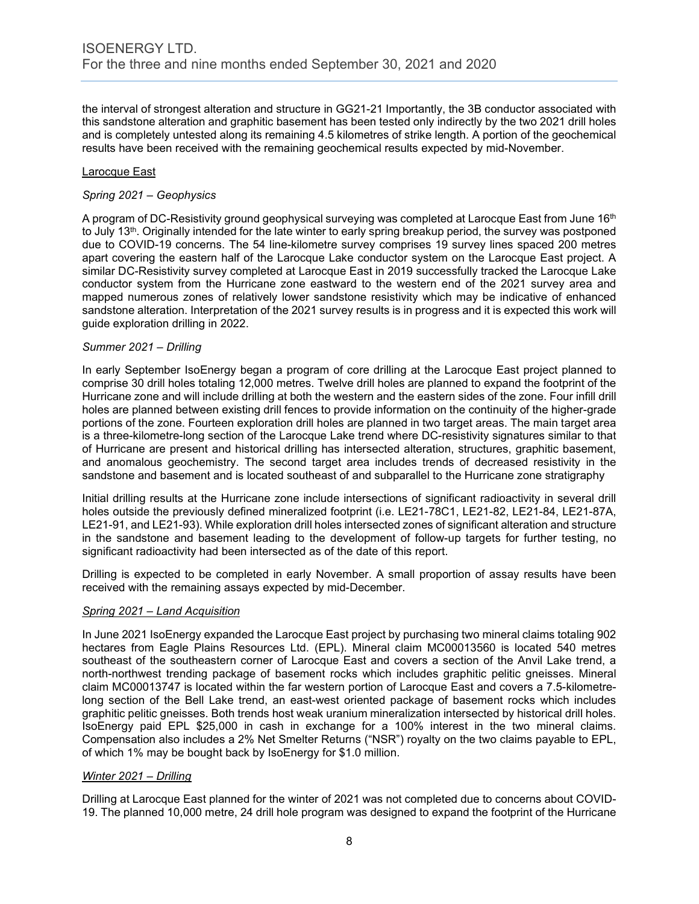the interval of strongest alteration and structure in GG21-21 Importantly, the 3B conductor associated with this sandstone alteration and graphitic basement has been tested only indirectly by the two 2021 drill holes and is completely untested along its remaining 4.5 kilometres of strike length. A portion of the geochemical results have been received with the remaining geochemical results expected by mid-November.

Larocque East

*Spring 2021 – Geophysics*

A program of DC-Resistivity ground geophysical surveying was completed at Larocque East from June 16th to July 13th. Originally intended for the late winter to early spring breakup period, the survey was postponed due to COVID-19 concerns. The 54 line-kilometre survey comprises 19 survey lines spaced 200 metres apart covering the eastern half of the Larocque Lake conductor system on the Larocque East project. A similar DC-Resistivity survey completed at Larocque East in 2019 successfully tracked the Larocque Lake conductor system from the Hurricane zone eastward to the western end of the 2021 survey area and mapped numerous zones of relatively lower sandstone resistivity which may be indicative of enhanced sandstone alteration. Interpretation of the 2021 survey results is in progress and it is expected this work will guide exploration drilling in 2022.

*Summer 2021 – Drilling*

In early September IsoEnergy began a program of core drilling at the Larocque East project planned to comprise 30 drill holes totaling 12,000 metres. Twelve drill holes are planned to expand the footprint of the Hurricane zone and will include drilling at both the western and the eastern sides of the zone. Four infill drill holes are planned between existing drill fences to provide information on the continuity of the higher-grade portions of the zone. Fourteen exploration drill holes are planned in two target areas. The main target area is a three-kilometre-long section of the Larocque Lake trend where DC-resistivity signatures similar to that of Hurricane are present and historical drilling has intersected alteration, structures, graphitic basement, and anomalous geochemistry. The second target area includes trends of decreased resistivity in the sandstone and basement and is located southeast of and subparallel to the Hurricane zone stratigraphy

Initial drilling results at the Hurricane zone include intersections of significant radioactivity in several drill holes outside the previously defined mineralized footprint (i.e. LE21-78C1, LE21-82, LE21-84, LE21-87A, LE21-91, and LE21-93). While exploration drill holes intersected zones of significant alteration and structure in the sandstone and basement leading to the development of follow-up targets for further testing, no significant radioactivity had been intersected as of the date of this report.

Drilling is expected to be completed in early November. A small proportion of assay results have been received with the remaining assays expected by mid-December.

*Spring 2021 – Land Acquisition*

In June 2021 IsoEnergy expanded the Larocque East project by purchasing two mineral claims totaling 902 hectares from Eagle Plains Resources Ltd. (EPL). Mineral claim MC00013560 is located 540 metres southeast of the southeastern corner of Larocque East and covers a section of the Anvil Lake trend, a north-northwest trending package of basement rocks which includes graphitic pelitic gneisses. Mineral claim MC00013747 is located within the far western portion of Larocque East and covers a 7.5-kilometre-long section of the Bell Lake trend, an east-west oriented package of basement rocks which includes graphitic pelitic gneisses. Both trends host weak uranium mineralization intersected by historical drill holes. IsoEnergy paid EPL $25,000 in cash in exchange for a 100% interest in the two mineral claims. Compensation also includes a 2% Net Smelter Returns ("NSR") royalty on the two claims payable to EPL, of which 1% may be bought back by IsoEnergy for $1.0 million.

*Winter 2021 – Drilling*

Drilling at Larocque East planned for the winter of 2021 was not completed due to concerns about COVID-19. The planned 10,000 metre, 24 drill hole program was designed to expand the footprint of the Hurricane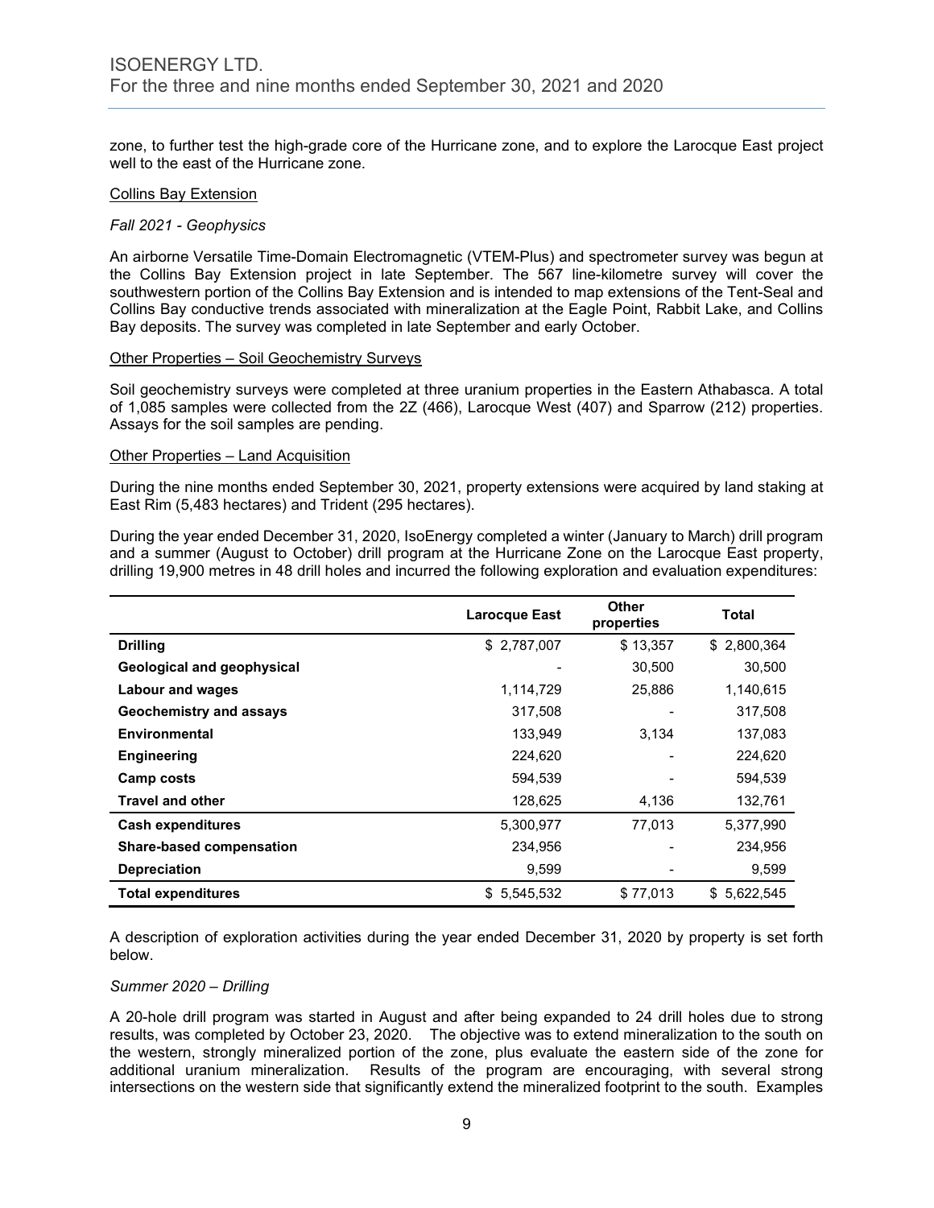zone, to further test the high-grade core of the Hurricane zone, and to explore the Larocque East project well to the east of the Hurricane zone.

Collins Bay Extension

*Fall 2021 - Geophysics*

An airborne Versatile Time-Domain Electromagnetic (VTEM-Plus) and spectrometer survey was begun at the Collins Bay Extension project in late September. The 567 line-kilometre survey will cover the southwestern portion of the Collins Bay Extension and is intended to map extensions of the Tent-Seal and Collins Bay conductive trends associated with mineralization at the Eagle Point, Rabbit Lake, and Collins Bay deposits. The survey was completed in late September and early October.

Other Properties – Soil Geochemistry Surveys

Soil geochemistry surveys were completed at three uranium properties in the Eastern Athabasca. A total of 1,085 samples were collected from the 2Z (466), Larocque West (407) and Sparrow (212) properties. Assays for the soil samples are pending.

Other Properties – Land Acquisition

During the nine months ended September 30, 2021, property extensions were acquired by land staking at East Rim (5,483 hectares) and Trident (295 hectares).

During the year ended December 31, 2020, IsoEnergy completed a winter (January to March) drill program and a summer (August to October) drill program at the Hurricane Zone on the Larocque East property, drilling 19,900 metres in 48 drill holes and incurred the following exploration and evaluation expenditures:

| | Larocque East | Other properties | Total |
|---|---|---|---|
| **Drilling** | $ 2,787,007 | $ 13,357 | $ 2,800,364 |
| **Geological and geophysical** | - | 30,500 | 30,500 |
| **Labour and wages** | 1,114,729 | 25,886 | 1,140,615 |
| **Geochemistry and assays** | 317,508 | - | 317,508 |
| **Environmental** | 133,949 | 3,134 | 137,083 |
| **Engineering** | 224,620 | - | 224,620 |
| **Camp costs** | 594,539 | - | 594,539 |
| **Travel and other** | 128,625 | 4,136 | 132,761 |
| **Cash expenditures** | 5,300,977 | 77,013 | 5,377,990 |
| **Share-based compensation** | 234,956 | - | 234,956 |
| **Depreciation** | 9,599 | - | 9,599 |
| **Total expenditures** | $ 5,545,532 | $ 77,013 | $ 5,622,545 |

A description of exploration activities during the year ended December 31, 2020 by property is set forth below.

*Summer 2020 – Drilling*

A 20-hole drill program was started in August and after being expanded to 24 drill holes due to strong results, was completed by October 23, 2020. The objective was to extend mineralization to the south on the western, strongly mineralized portion of the zone, plus evaluate the eastern side of the zone for additional uranium mineralization. Results of the program are encouraging, with several strong intersections on the western side that significantly extend the mineralized footprint to the south. Examples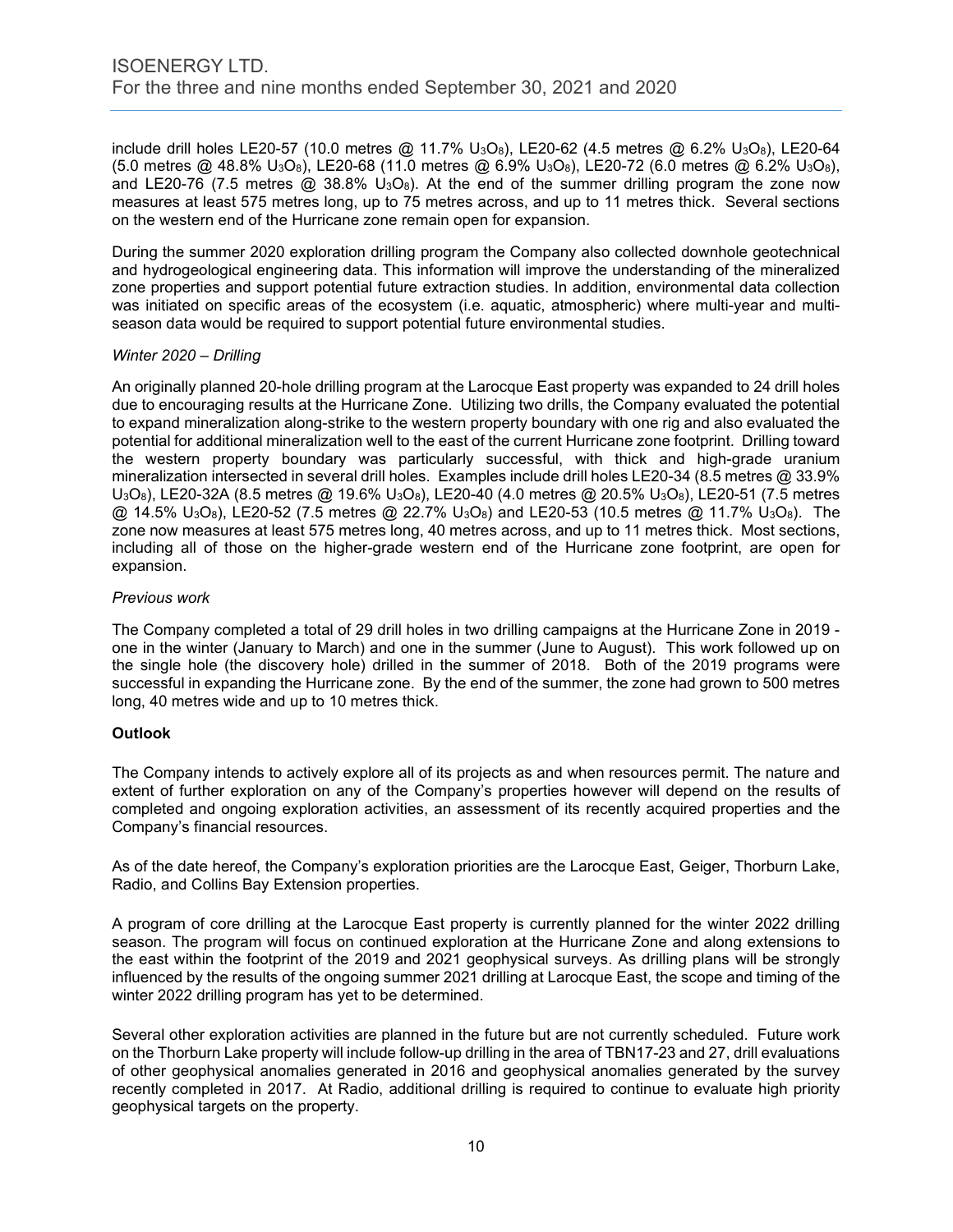include drill holes LE20-57 (10.0 metres @ 11.7% $U_3O_8$), LE20-62 (4.5 metres @ 6.2% $U_3O_8$), LE20-64 (5.0 metres @ 48.8% $U_3O_8$), LE20-68 (11.0 metres @ 6.9% $U_3O_8$), LE20-72 (6.0 metres @ 6.2% $U_3O_8$), and LE20-76 (7.5 metres @ 38.8% $U_3O_8$). At the end of the summer drilling program the zone now measures at least 575 metres long, up to 75 metres across, and up to 11 metres thick. Several sections on the western end of the Hurricane zone remain open for expansion.

During the summer 2020 exploration drilling program the Company also collected downhole geotechnical and hydrogeological engineering data. This information will improve the understanding of the mineralized zone properties and support potential future extraction studies. In addition, environmental data collection was initiated on specific areas of the ecosystem (i.e. aquatic, atmospheric) where multi-year and multi-season data would be required to support potential future environmental studies.

*Winter 2020 – Drilling*

An originally planned 20-hole drilling program at the Larocque East property was expanded to 24 drill holes due to encouraging results at the Hurricane Zone. Utilizing two drills, the Company evaluated the potential to expand mineralization along-strike to the western property boundary with one rig and also evaluated the potential for additional mineralization well to the east of the current Hurricane zone footprint. Drilling toward the western property boundary was particularly successful, with thick and high-grade uranium mineralization intersected in several drill holes. Examples include drill holes LE20-34 (8.5 metres @ 33.9% $U_3O_8$), LE20-32A (8.5 metres @ 19.6% $U_3O_8$), LE20-40 (4.0 metres @ 20.5% $U_3O_8$), LE20-51 (7.5 metres @ 14.5% $U_3O_8$), LE20-52 (7.5 metres @ 22.7% $U_3O_8$) and LE20-53 (10.5 metres @ 11.7% $U_3O_8$). The zone now measures at least 575 metres long, 40 metres across, and up to 11 metres thick. Most sections, including all of those on the higher-grade western end of the Hurricane zone footprint, are open for expansion.

*Previous work*

The Company completed a total of 29 drill holes in two drilling campaigns at the Hurricane Zone in 2019 - one in the winter (January to March) and one in the summer (June to August). This work followed up on the single hole (the discovery hole) drilled in the summer of 2018. Both of the 2019 programs were successful in expanding the Hurricane zone. By the end of the summer, the zone had grown to 500 metres long, 40 metres wide and up to 10 metres thick.

**Outlook**

The Company intends to actively explore all of its projects as and when resources permit. The nature and extent of further exploration on any of the Company's properties however will depend on the results of completed and ongoing exploration activities, an assessment of its recently acquired properties and the Company's financial resources.

As of the date hereof, the Company's exploration priorities are the Larocque East, Geiger, Thorburn Lake, Radio, and Collins Bay Extension properties.

A program of core drilling at the Larocque East property is currently planned for the winter 2022 drilling season. The program will focus on continued exploration at the Hurricane Zone and along extensions to the east within the footprint of the 2019 and 2021 geophysical surveys. As drilling plans will be strongly influenced by the results of the ongoing summer 2021 drilling at Larocque East, the scope and timing of the winter 2022 drilling program has yet to be determined.

Several other exploration activities are planned in the future but are not currently scheduled. Future work on the Thorburn Lake property will include follow-up drilling in the area of TBN17-23 and 27, drill evaluations of other geophysical anomalies generated in 2016 and geophysical anomalies generated by the survey recently completed in 2017. At Radio, additional drilling is required to continue to evaluate high priority geophysical targets on the property.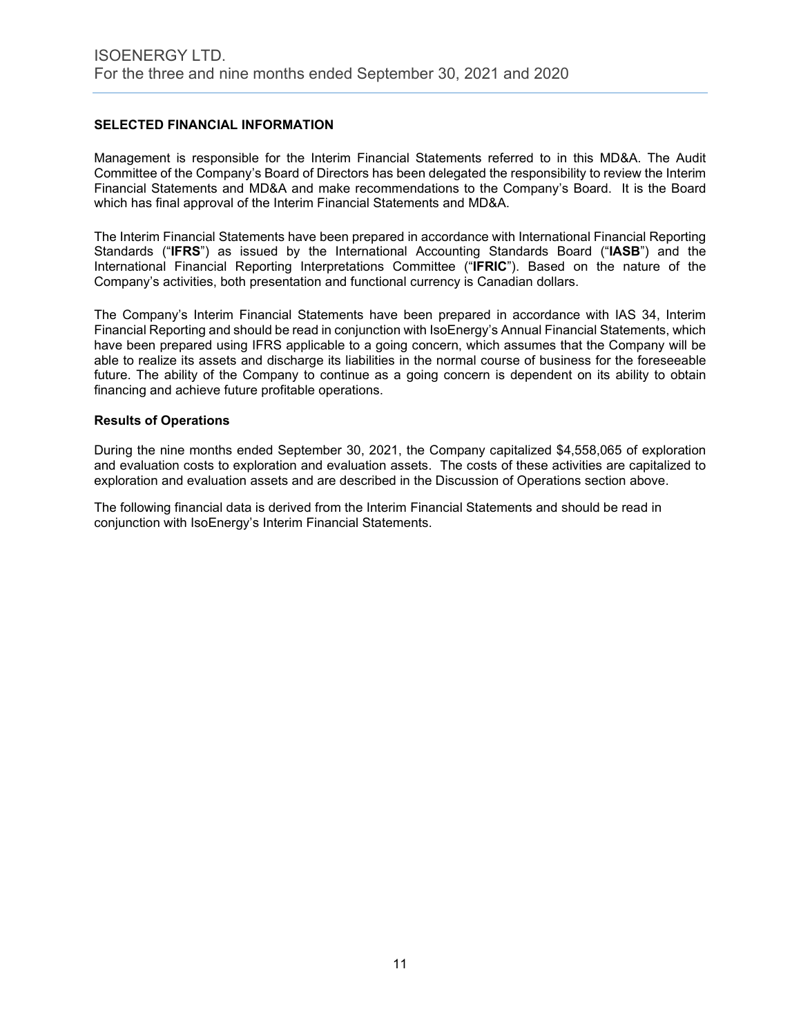## SELECTED FINANCIAL INFORMATION

Management is responsible for the Interim Financial Statements referred to in this MD&A. The Audit Committee of the Company's Board of Directors has been delegated the responsibility to review the Interim Financial Statements and MD&A and make recommendations to the Company's Board. It is the Board which has final approval of the Interim Financial Statements and MD&A.

The Interim Financial Statements have been prepared in accordance with International Financial Reporting Standards ("**IFRS**") as issued by the International Accounting Standards Board ("**IASB**") and the International Financial Reporting Interpretations Committee ("**IFRIC**"). Based on the nature of the Company's activities, both presentation and functional currency is Canadian dollars.

The Company's Interim Financial Statements have been prepared in accordance with IAS 34, Interim Financial Reporting and should be read in conjunction with IsoEnergy's Annual Financial Statements, which have been prepared using IFRS applicable to a going concern, which assumes that the Company will be able to realize its assets and discharge its liabilities in the normal course of business for the foreseeable future. The ability of the Company to continue as a going concern is dependent on its ability to obtain financing and achieve future profitable operations.

### Results of Operations

During the nine months ended September 30, 2021, the Company capitalized $4,558,065 of exploration and evaluation costs to exploration and evaluation assets. The costs of these activities are capitalized to exploration and evaluation assets and are described in the Discussion of Operations section above.

The following financial data is derived from the Interim Financial Statements and should be read in conjunction with IsoEnergy's Interim Financial Statements.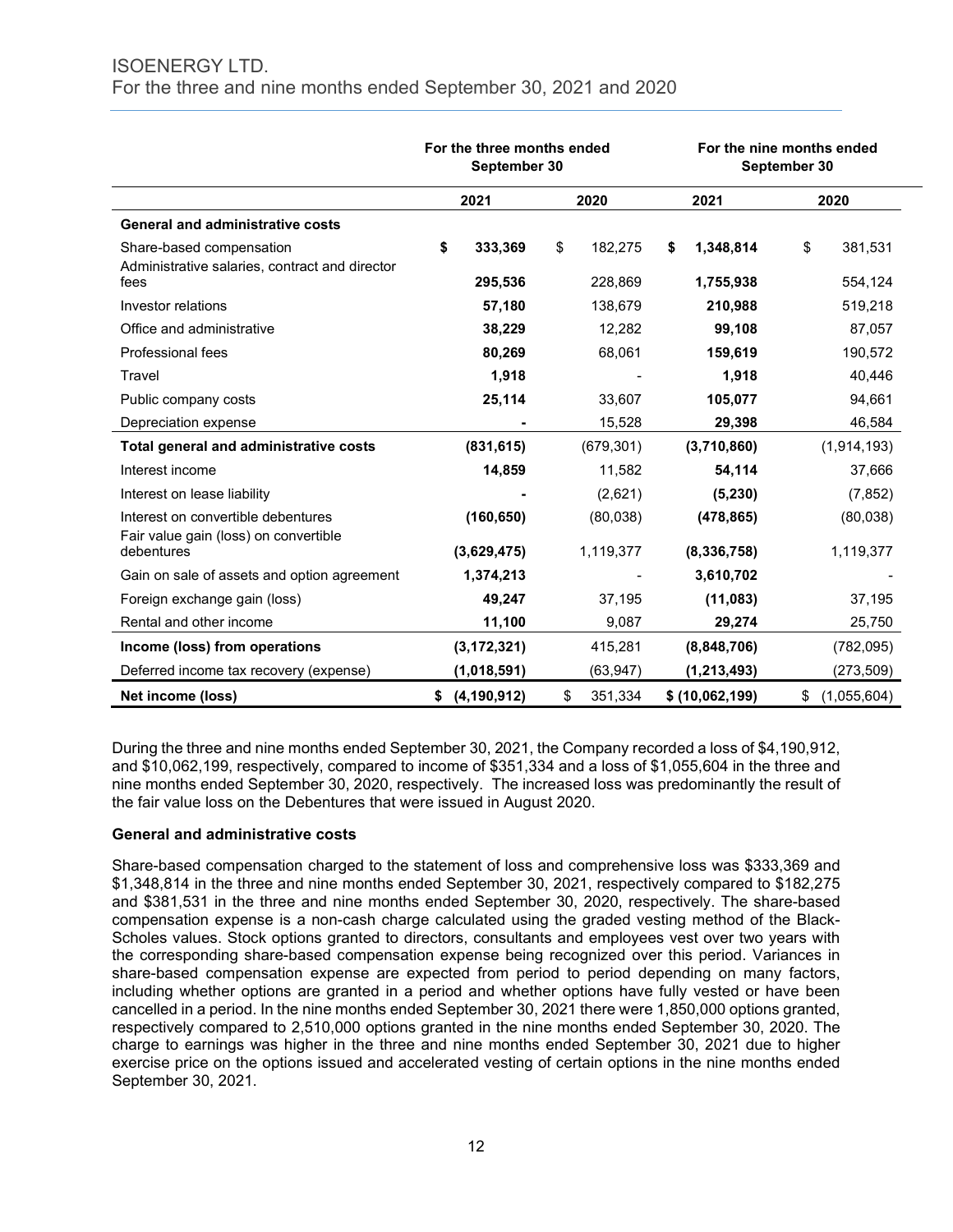# ISOENERGY LTD.

For the three and nine months ended September 30, 2021 and 2020

| | For the three months ended September 30 | | For the nine months ended September 30 | |
|---|---|---|---|---|
| | **2021** | **2020** | **2021** | **2020** |
| **General and administrative costs** | | | | |
| Share-based compensation | **$ 333,369** | $ 182,275 | **$ 1,348,814** | $ 381,531 |
| Administrative salaries, contract and director fees | **295,536** | 228,869 | **1,755,938** | 554,124 |
| Investor relations | **57,180** | 138,679 | **210,988** | 519,218 |
| Office and administrative | **38,229** | 12,282 | **99,108** | 87,057 |
| Professional fees | **80,269** | 68,061 | **159,619** | 190,572 |
| Travel | **1,918** | - | **1,918** | 40,446 |
| Public company costs | **25,114** | 33,607 | **105,077** | 94,661 |
| Depreciation expense | **-** | 15,528 | **29,398** | 46,584 |
| **Total general and administrative costs** | **(831,615)** | (679,301) | **(3,710,860)** | (1,914,193) |
| Interest income | **14,859** | 11,582 | **54,114** | 37,666 |
| Interest on lease liability | **-** | (2,621) | **(5,230)** | (7,852) |
| Interest on convertible debentures | **(160,650)** | (80,038) | **(478,865)** | (80,038) |
| Fair value gain (loss) on convertible debentures | **(3,629,475)** | 1,119,377 | **(8,336,758)** | 1,119,377 |
| Gain on sale of assets and option agreement | **1,374,213** | - | **3,610,702** | - |
| Foreign exchange gain (loss) | **49,247** | 37,195 | **(11,083)** | 37,195 |
| Rental and other income | **11,100** | 9,087 | **29,274** | 25,750 |
| **Income (loss) from operations** | **(3,172,321)** | 415,281 | **(8,848,706)** | (782,095) |
| Deferred income tax recovery (expense) | **(1,018,591)** | (63,947) | **(1,213,493)** | (273,509) |
| **Net income (loss)** | **$ (4,190,912)** | $ 351,334 | **$ (10,062,199)** | $ (1,055,604) |

During the three and nine months ended September 30, 2021, the Company recorded a loss of $4,190,912, and $10,062,199, respectively, compared to income of $351,334 and a loss of $1,055,604 in the three and nine months ended September 30, 2020, respectively. The increased loss was predominantly the result of the fair value loss on the Debentures that were issued in August 2020.

### General and administrative costs

Share-based compensation charged to the statement of loss and comprehensive loss was $333,369 and $1,348,814 in the three and nine months ended September 30, 2021, respectively compared to $182,275 and $381,531 in the three and nine months ended September 30, 2020, respectively. The share-based compensation expense is a non-cash charge calculated using the graded vesting method of the Black-Scholes values. Stock options granted to directors, consultants and employees vest over two years with the corresponding share-based compensation expense being recognized over this period. Variances in share-based compensation expense are expected from period to period depending on many factors, including whether options are granted in a period and whether options have fully vested or have been cancelled in a period. In the nine months ended September 30, 2021 there were 1,850,000 options granted, respectively compared to 2,510,000 options granted in the nine months ended September 30, 2020. The charge to earnings was higher in the three and nine months ended September 30, 2021 due to higher exercise price on the options issued and accelerated vesting of certain options in the nine months ended September 30, 2021.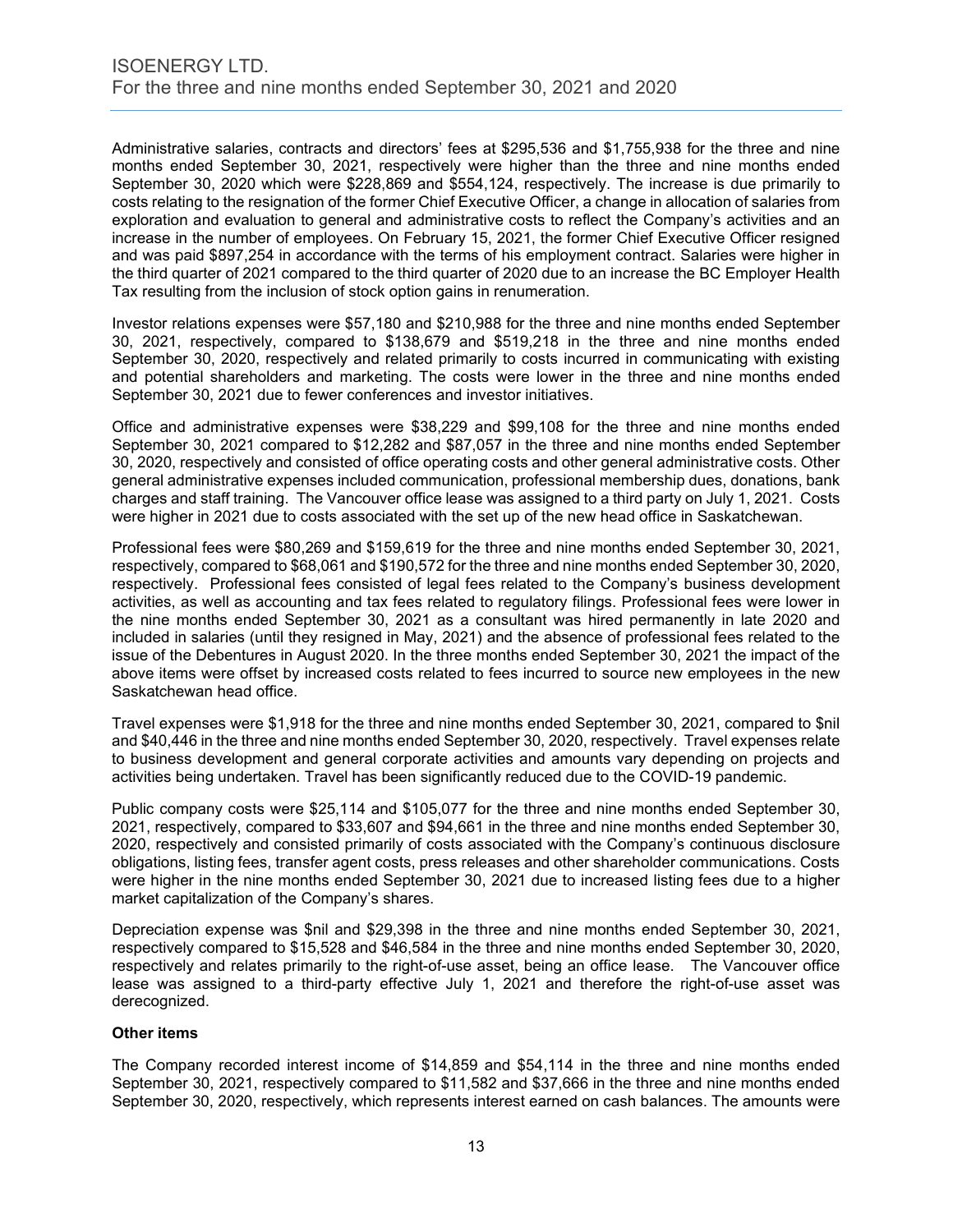Administrative salaries, contracts and directors' fees at $295,536 and $1,755,938 for the three and nine months ended September 30, 2021, respectively were higher than the three and nine months ended September 30, 2020 which were $228,869 and $554,124, respectively. The increase is due primarily to costs relating to the resignation of the former Chief Executive Officer, a change in allocation of salaries from exploration and evaluation to general and administrative costs to reflect the Company's activities and an increase in the number of employees. On February 15, 2021, the former Chief Executive Officer resigned and was paid $897,254 in accordance with the terms of his employment contract. Salaries were higher in the third quarter of 2021 compared to the third quarter of 2020 due to an increase the BC Employer Health Tax resulting from the inclusion of stock option gains in renumeration.

Investor relations expenses were $57,180 and $210,988 for the three and nine months ended September 30, 2021, respectively, compared to $138,679 and $519,218 in the three and nine months ended September 30, 2020, respectively and related primarily to costs incurred in communicating with existing and potential shareholders and marketing. The costs were lower in the three and nine months ended September 30, 2021 due to fewer conferences and investor initiatives.

Office and administrative expenses were $38,229 and $99,108 for the three and nine months ended September 30, 2021 compared to $12,282 and $87,057 in the three and nine months ended September 30, 2020, respectively and consisted of office operating costs and other general administrative costs. Other general administrative expenses included communication, professional membership dues, donations, bank charges and staff training. The Vancouver office lease was assigned to a third party on July 1, 2021. Costs were higher in 2021 due to costs associated with the set up of the new head office in Saskatchewan.

Professional fees were $80,269 and $159,619 for the three and nine months ended September 30, 2021, respectively, compared to $68,061 and $190,572 for the three and nine months ended September 30, 2020, respectively. Professional fees consisted of legal fees related to the Company's business development activities, as well as accounting and tax fees related to regulatory filings. Professional fees were lower in the nine months ended September 30, 2021 as a consultant was hired permanently in late 2020 and included in salaries (until they resigned in May, 2021) and the absence of professional fees related to the issue of the Debentures in August 2020. In the three months ended September 30, 2021 the impact of the above items were offset by increased costs related to fees incurred to source new employees in the new Saskatchewan head office.

Travel expenses were $1,918 for the three and nine months ended September 30, 2021, compared to $nil and $40,446 in the three and nine months ended September 30, 2020, respectively. Travel expenses relate to business development and general corporate activities and amounts vary depending on projects and activities being undertaken. Travel has been significantly reduced due to the COVID-19 pandemic.

Public company costs were $25,114 and $105,077 for the three and nine months ended September 30, 2021, respectively, compared to $33,607 and $94,661 in the three and nine months ended September 30, 2020, respectively and consisted primarily of costs associated with the Company's continuous disclosure obligations, listing fees, transfer agent costs, press releases and other shareholder communications. Costs were higher in the nine months ended September 30, 2021 due to increased listing fees due to a higher market capitalization of the Company's shares.

Depreciation expense was $nil and $29,398 in the three and nine months ended September 30, 2021, respectively compared to $15,528 and $46,584 in the three and nine months ended September 30, 2020, respectively and relates primarily to the right-of-use asset, being an office lease. The Vancouver office lease was assigned to a third-party effective July 1, 2021 and therefore the right-of-use asset was derecognized.

**Other items**

The Company recorded interest income of $14,859 and $54,114 in the three and nine months ended September 30, 2021, respectively compared to $11,582 and $37,666 in the three and nine months ended September 30, 2020, respectively, which represents interest earned on cash balances. The amounts were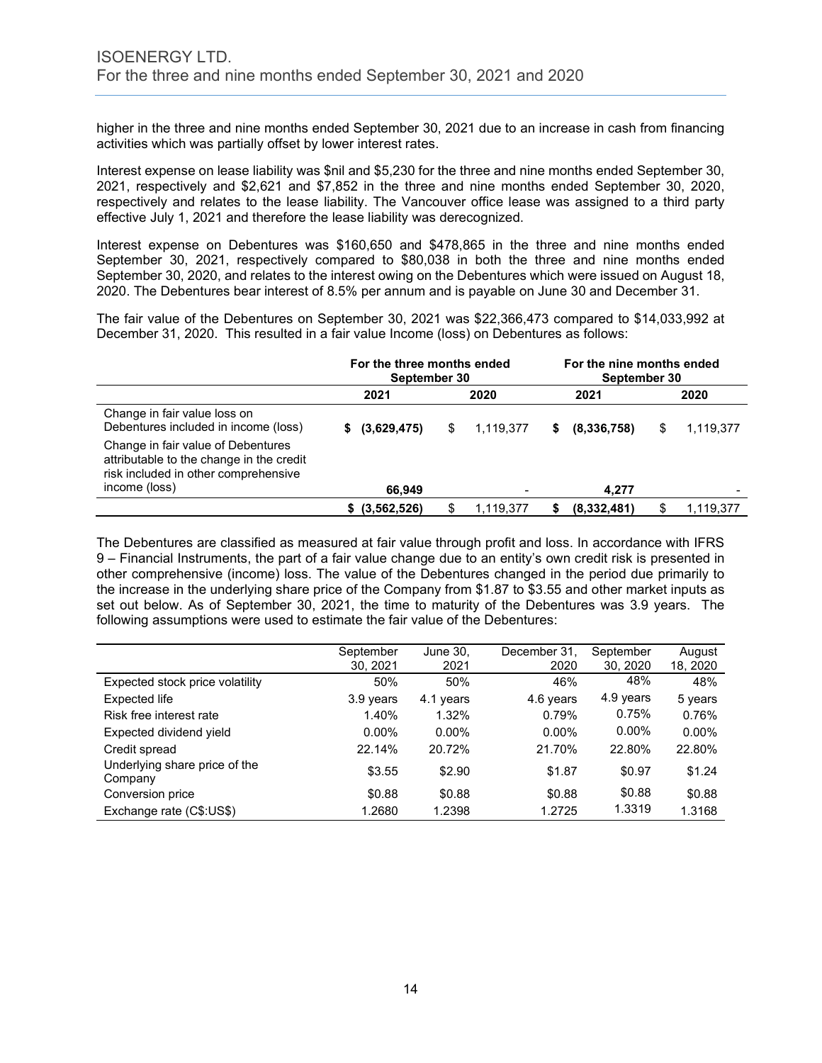higher in the three and nine months ended September 30, 2021 due to an increase in cash from financing activities which was partially offset by lower interest rates.

Interest expense on lease liability was $nil and $5,230 for the three and nine months ended September 30, 2021, respectively and $2,621 and $7,852 in the three and nine months ended September 30, 2020, respectively and relates to the lease liability. The Vancouver office lease was assigned to a third party effective July 1, 2021 and therefore the lease liability was derecognized.

Interest expense on Debentures was $160,650 and $478,865 in the three and nine months ended September 30, 2021, respectively compared to $80,038 in both the three and nine months ended September 30, 2020, and relates to the interest owing on the Debentures which were issued on August 18, 2020. The Debentures bear interest of 8.5% per annum and is payable on June 30 and December 31.

The fair value of the Debentures on September 30, 2021 was $22,366,473 compared to $14,033,992 at December 31, 2020. This resulted in a fair value Income (loss) on Debentures as follows:

| | For the three months ended September 30 | | For the nine months ended September 30 | |
|---|---|---|---|---|
| | **2021** | **2020** | **2021** | **2020** |
| Change in fair value loss on Debentures included in income (loss) | **$ (3,629,475)** | $ 1,119,377 | **$ (8,336,758)** | $ 1,119,377 |
| Change in fair value of Debentures attributable to the change in the credit risk included in other comprehensive income (loss) | **66,949** | - | **4,277** | - |
| | **$ (3,562,526)** | $ 1,119,377 | **$ (8,332,481)** | $ 1,119,377 |

The Debentures are classified as measured at fair value through profit and loss. In accordance with IFRS 9 – Financial Instruments, the part of a fair value change due to an entity's own credit risk is presented in other comprehensive (income) loss. The value of the Debentures changed in the period due primarily to the increase in the underlying share price of the Company from $1.87 to $3.55 and other market inputs as set out below. As of September 30, 2021, the time to maturity of the Debentures was 3.9 years. The following assumptions were used to estimate the fair value of the Debentures:

| | September 30, 2021 | June 30, 2021 | December 31, 2020 | September 30, 2020 | August 18, 2020 |
|---|---|---|---|---|---|
| Expected stock price volatility | 50% | 50% | 46% | 48% | 48% |
| Expected life | 3.9 years | 4.1 years | 4.6 years | 4.9 years | 5 years |
| Risk free interest rate | 1.40% | 1.32% | 0.79% | 0.75% | 0.76% |
| Expected dividend yield | 0.00% | 0.00% | 0.00% | 0.00% | 0.00% |
| Credit spread | 22.14% | 20.72% | 21.70% | 22.80% | 22.80% |
| Underlying share price of the Company | $3.55 | $2.90 | $1.87 | $0.97 | $1.24 |
| Conversion price | $0.88 | $0.88 | $0.88 | $0.88 | $0.88 |
| Exchange rate (C$:US$) | 1.2680 | 1.2398 | 1.2725 | 1.3319 | 1.3168 |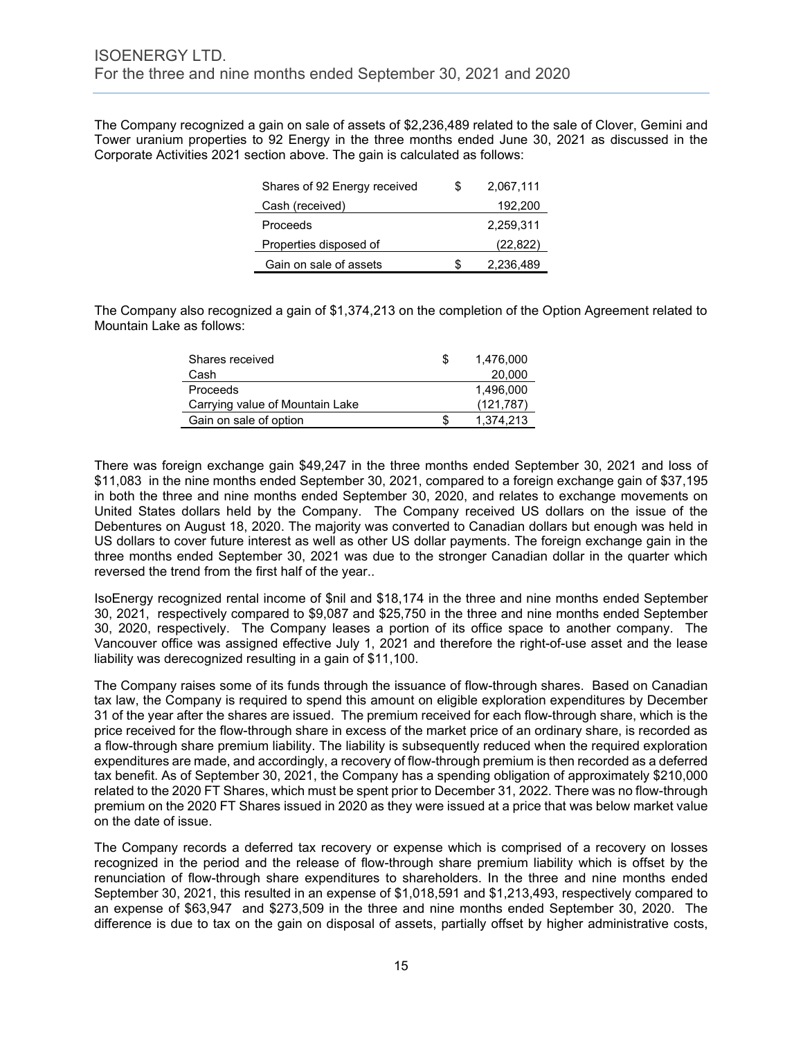The Company recognized a gain on sale of assets of $2,236,489 related to the sale of Clover, Gemini and Tower uranium properties to 92 Energy in the three months ended June 30, 2021 as discussed in the Corporate Activities 2021 section above. The gain is calculated as follows:

| | | |
|---|---|---|
| Shares of 92 Energy received | $ | 2,067,111 |
| Cash (received) | | 192,200 |
| Proceeds | | 2,259,311 |
| Properties disposed of | | (22,822) |
| Gain on sale of assets | $ | 2,236,489 |

The Company also recognized a gain of $1,374,213 on the completion of the Option Agreement related to Mountain Lake as follows:

| | | |
|---|---|---|
| Shares received | $ | 1,476,000 |
| Cash | | 20,000 |
| Proceeds | | 1,496,000 |
| Carrying value of Mountain Lake | | (121,787) |
| Gain on sale of option | $ | 1,374,213 |

There was foreign exchange gain $49,247 in the three months ended September 30, 2021 and loss of $11,083 in the nine months ended September 30, 2021, compared to a foreign exchange gain of $37,195 in both the three and nine months ended September 30, 2020, and relates to exchange movements on United States dollars held by the Company. The Company received US dollars on the issue of the Debentures on August 18, 2020. The majority was converted to Canadian dollars but enough was held in US dollars to cover future interest as well as other US dollar payments. The foreign exchange gain in the three months ended September 30, 2021 was due to the stronger Canadian dollar in the quarter which reversed the trend from the first half of the year..

IsoEnergy recognized rental income of $nil and $18,174 in the three and nine months ended September 30, 2021, respectively compared to $9,087 and $25,750 in the three and nine months ended September 30, 2020, respectively. The Company leases a portion of its office space to another company. The Vancouver office was assigned effective July 1, 2021 and therefore the right-of-use asset and the lease liability was derecognized resulting in a gain of $11,100.

The Company raises some of its funds through the issuance of flow-through shares. Based on Canadian tax law, the Company is required to spend this amount on eligible exploration expenditures by December 31 of the year after the shares are issued. The premium received for each flow-through share, which is the price received for the flow-through share in excess of the market price of an ordinary share, is recorded as a flow-through share premium liability. The liability is subsequently reduced when the required exploration expenditures are made, and accordingly, a recovery of flow-through premium is then recorded as a deferred tax benefit. As of September 30, 2021, the Company has a spending obligation of approximately $210,000 related to the 2020 FT Shares, which must be spent prior to December 31, 2022. There was no flow-through premium on the 2020 FT Shares issued in 2020 as they were issued at a price that was below market value on the date of issue.

The Company records a deferred tax recovery or expense which is comprised of a recovery on losses recognized in the period and the release of flow-through share premium liability which is offset by the renunciation of flow-through share expenditures to shareholders. In the three and nine months ended September 30, 2021, this resulted in an expense of $1,018,591 and $1,213,493, respectively compared to an expense of $63,947 and $273,509 in the three and nine months ended September 30, 2020. The difference is due to tax on the gain on disposal of assets, partially offset by higher administrative costs,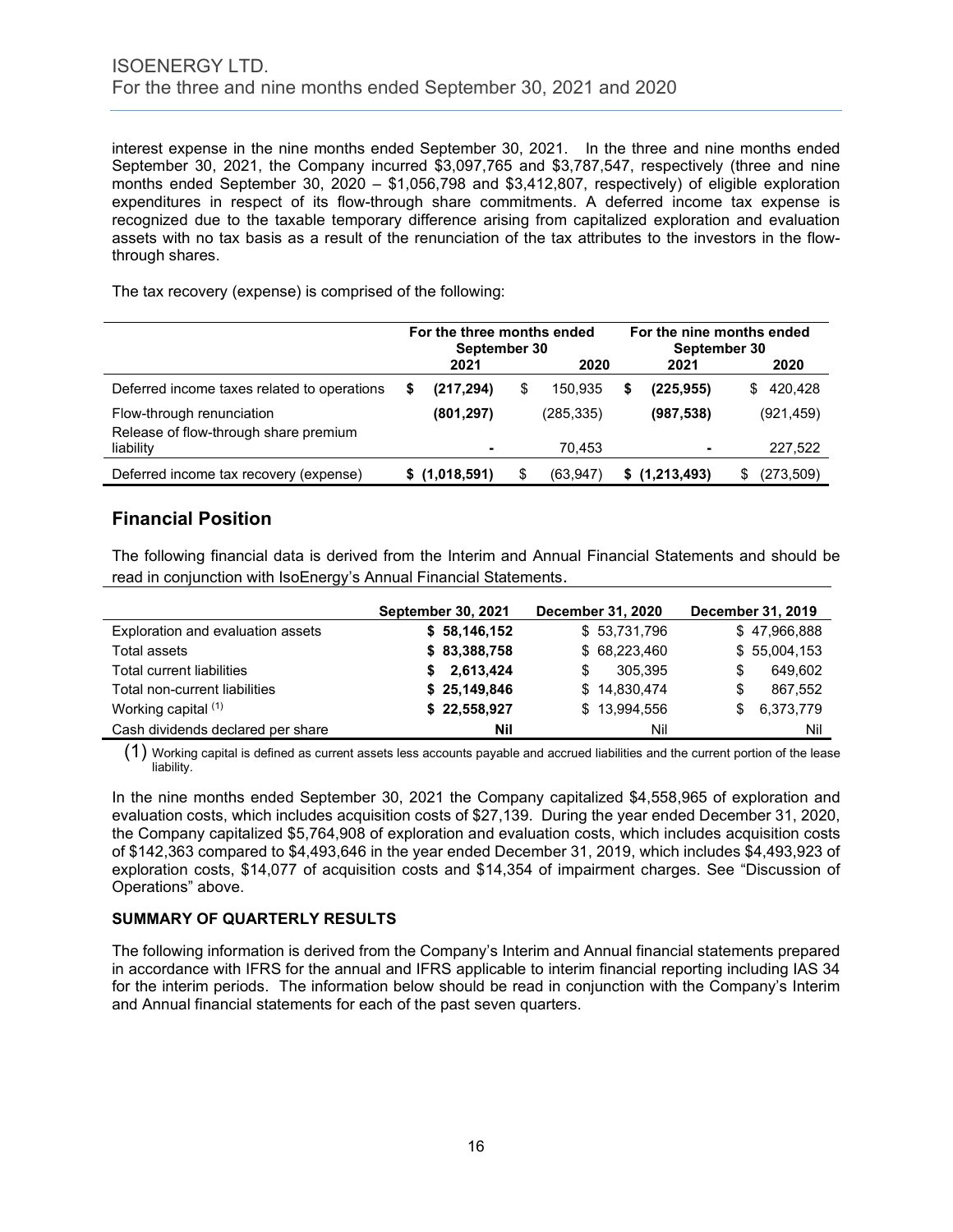interest expense in the nine months ended September 30, 2021. In the three and nine months ended September 30, 2021, the Company incurred $3,097,765 and $3,787,547, respectively (three and nine months ended September 30, 2020 – $1,056,798 and $3,412,807, respectively) of eligible exploration expenditures in respect of its flow-through share commitments. A deferred income tax expense is recognized due to the taxable temporary difference arising from capitalized exploration and evaluation assets with no tax basis as a result of the renunciation of the tax attributes to the investors in the flow-through shares.

The tax recovery (expense) is comprised of the following:

| | For the three months ended September 30 | | For the nine months ended September 30 | |
|---|---|---|---|---|
| | **2021** | **2020** | **2021** | **2020** |
| Deferred income taxes related to operations | **$ (217,294)** | $ 150,935 | **$ (225,955)** | $ 420,428 |
| Flow-through renunciation | **(801,297)** | (285,335) | **(987,538)** | (921,459) |
| Release of flow-through share premium liability | **-** | 70,453 | **-** | 227,522 |
| Deferred income tax recovery (expense) | **$ (1,018,591)** | $ (63,947) | **$ (1,213,493)** | $ (273,509) |

## Financial Position

The following financial data is derived from the Interim and Annual Financial Statements and should be read in conjunction with IsoEnergy's Annual Financial Statements.

| | September 30, 2021 | December 31, 2020 | December 31, 2019 |
|---|---|---|---|
| Exploration and evaluation assets | **$ 58,146,152** | $ 53,731,796 | $ 47,966,888 |
| Total assets | **$ 83,388,758** | $ 68,223,460 | $ 55,004,153 |
| Total current liabilities | **$ 2,613,424** | $ 305,395 | $ 649,602 |
| Total non-current liabilities | **$ 25,149,846** | $ 14,830,474 | $ 867,552 |
| Working capital (1) | **$ 22,558,927** | $ 13,994,556 | $ 6,373,779 |
| Cash dividends declared per share | **Nil** | Nil | Nil |

(1) Working capital is defined as current assets less accounts payable and accrued liabilities and the current portion of the lease liability.

In the nine months ended September 30, 2021 the Company capitalized $4,558,965 of exploration and evaluation costs, which includes acquisition costs of $27,139. During the year ended December 31, 2020, the Company capitalized $5,764,908 of exploration and evaluation costs, which includes acquisition costs of $142,363 compared to $4,493,646 in the year ended December 31, 2019, which includes $4,493,923 of exploration costs, $14,077 of acquisition costs and $14,354 of impairment charges. See "Discussion of Operations" above.

### SUMMARY OF QUARTERLY RESULTS

The following information is derived from the Company's Interim and Annual financial statements prepared in accordance with IFRS for the annual and IFRS applicable to interim financial reporting including IAS 34 for the interim periods. The information below should be read in conjunction with the Company's Interim and Annual financial statements for each of the past seven quarters.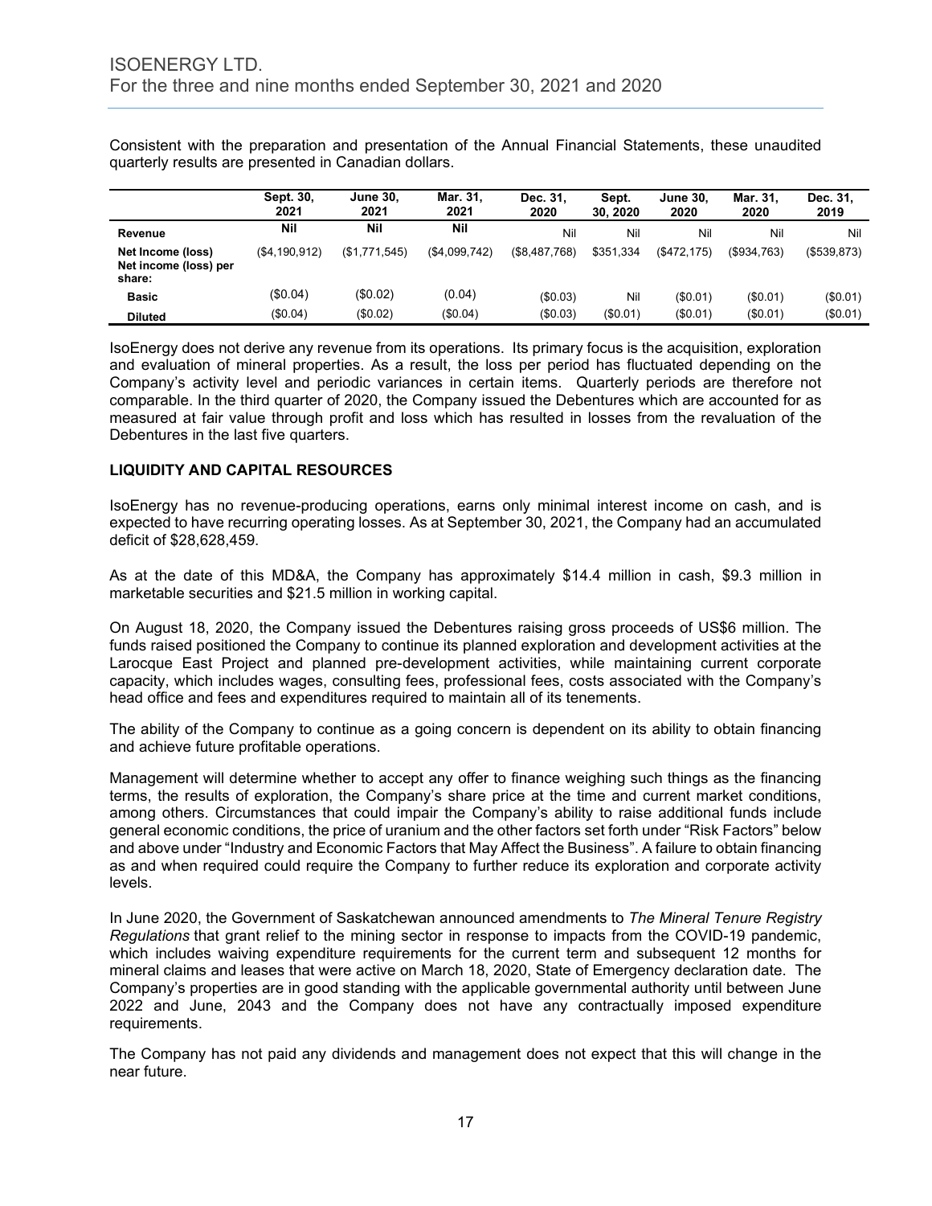Consistent with the preparation and presentation of the Annual Financial Statements, these unaudited quarterly results are presented in Canadian dollars.

| | Sept. 30, 2021 | June 30, 2021 | Mar. 31, 2021 | Dec. 31, 2020 | Sept. 30, 2020 | June 30, 2020 | Mar. 31, 2020 | Dec. 31, 2019 |
|---|---|---|---|---|---|---|---|---|
| **Revenue** | **Nil** | **Nil** | **Nil** | Nil | Nil | Nil | Nil | Nil |
| **Net Income (loss)** | ($4,190,912) | ($1,771,545) | ($4,099,742) | ($8,487,768) | $351,334 | ($472,175) | ($934,763) | ($539,873) |
| **Net income (loss) per share:** | | | | | | | | |
| **Basic** | ($0.04) | ($0.02) | (0.04) | ($0.03) | Nil | ($0.01) | ($0.01) | ($0.01) |
| **Diluted** | ($0.04) | ($0.02) | ($0.04) | ($0.03) | ($0.01) | ($0.01) | ($0.01) | ($0.01) |

IsoEnergy does not derive any revenue from its operations. Its primary focus is the acquisition, exploration and evaluation of mineral properties. As a result, the loss per period has fluctuated depending on the Company's activity level and periodic variances in certain items. Quarterly periods are therefore not comparable. In the third quarter of 2020, the Company issued the Debentures which are accounted for as measured at fair value through profit and loss which has resulted in losses from the revaluation of the Debentures in the last five quarters.

## LIQUIDITY AND CAPITAL RESOURCES

IsoEnergy has no revenue-producing operations, earns only minimal interest income on cash, and is expected to have recurring operating losses. As at September 30, 2021, the Company had an accumulated deficit of $28,628,459.

As at the date of this MD&A, the Company has approximately $14.4 million in cash, $9.3 million in marketable securities and $21.5 million in working capital.

On August 18, 2020, the Company issued the Debentures raising gross proceeds of US$6 million. The funds raised positioned the Company to continue its planned exploration and development activities at the Larocque East Project and planned pre-development activities, while maintaining current corporate capacity, which includes wages, consulting fees, professional fees, costs associated with the Company's head office and fees and expenditures required to maintain all of its tenements.

The ability of the Company to continue as a going concern is dependent on its ability to obtain financing and achieve future profitable operations.

Management will determine whether to accept any offer to finance weighing such things as the financing terms, the results of exploration, the Company's share price at the time and current market conditions, among others. Circumstances that could impair the Company's ability to raise additional funds include general economic conditions, the price of uranium and the other factors set forth under "Risk Factors" below and above under "Industry and Economic Factors that May Affect the Business". A failure to obtain financing as and when required could require the Company to further reduce its exploration and corporate activity levels.

In June 2020, the Government of Saskatchewan announced amendments to *The Mineral Tenure Registry Regulations* that grant relief to the mining sector in response to impacts from the COVID-19 pandemic, which includes waiving expenditure requirements for the current term and subsequent 12 months for mineral claims and leases that were active on March 18, 2020, State of Emergency declaration date. The Company's properties are in good standing with the applicable governmental authority until between June 2022 and June, 2043 and the Company does not have any contractually imposed expenditure requirements.

The Company has not paid any dividends and management does not expect that this will change in the near future.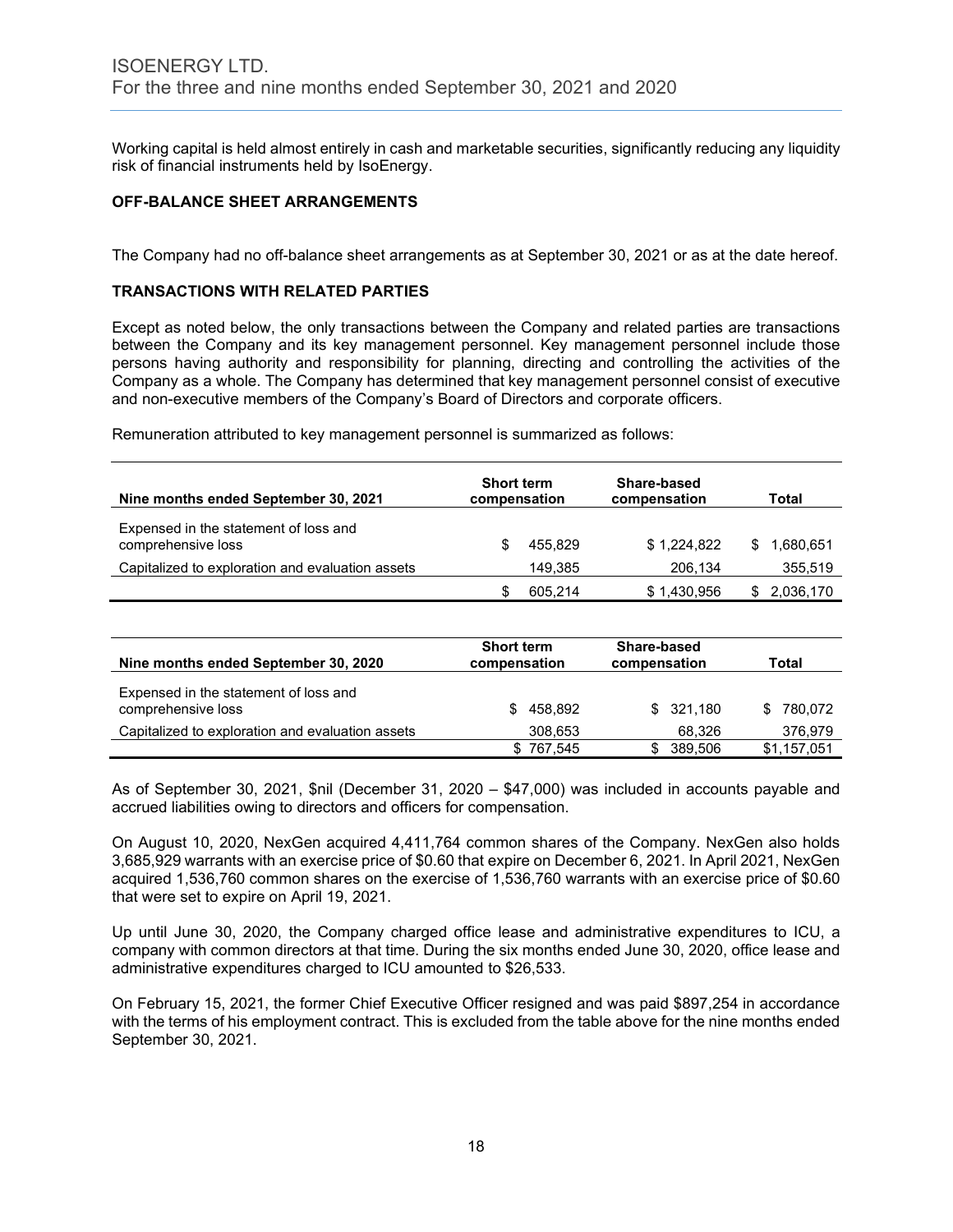Working capital is held almost entirely in cash and marketable securities, significantly reducing any liquidity risk of financial instruments held by IsoEnergy.

## OFF-BALANCE SHEET ARRANGEMENTS

The Company had no off-balance sheet arrangements as at September 30, 2021 or as at the date hereof.

## TRANSACTIONS WITH RELATED PARTIES

Except as noted below, the only transactions between the Company and related parties are transactions between the Company and its key management personnel. Key management personnel include those persons having authority and responsibility for planning, directing and controlling the activities of the Company as a whole. The Company has determined that key management personnel consist of executive and non-executive members of the Company's Board of Directors and corporate officers.

Remuneration attributed to key management personnel is summarized as follows:

| Nine months ended September 30, 2021 | Short term compensation | Share-based compensation | Total |
|---|---|---|---|
| Expensed in the statement of loss and comprehensive loss | $ 455,829 | $ 1,224,822 | $ 1,680,651 |
| Capitalized to exploration and evaluation assets | 149,385 | 206,134 | 355,519 |
| | $ 605,214 | $ 1,430,956 | $ 2,036,170 |

| Nine months ended September 30, 2020 | Short term compensation | Share-based compensation | Total |
|---|---|---|---|
| Expensed in the statement of loss and comprehensive loss | $ 458,892 | $ 321,180 | $ 780,072 |
| Capitalized to exploration and evaluation assets | 308,653 | 68,326 | 376,979 |
| | $ 767,545 | $ 389,506 | $1,157,051 |

As of September 30, 2021, $nil (December 31, 2020 – $47,000) was included in accounts payable and accrued liabilities owing to directors and officers for compensation.

On August 10, 2020, NexGen acquired 4,411,764 common shares of the Company. NexGen also holds 3,685,929 warrants with an exercise price of $0.60 that expire on December 6, 2021. In April 2021, NexGen acquired 1,536,760 common shares on the exercise of 1,536,760 warrants with an exercise price of $0.60 that were set to expire on April 19, 2021.

Up until June 30, 2020, the Company charged office lease and administrative expenditures to ICU, a company with common directors at that time. During the six months ended June 30, 2020, office lease and administrative expenditures charged to ICU amounted to $26,533.

On February 15, 2021, the former Chief Executive Officer resigned and was paid $897,254 in accordance with the terms of his employment contract. This is excluded from the table above for the nine months ended September 30, 2021.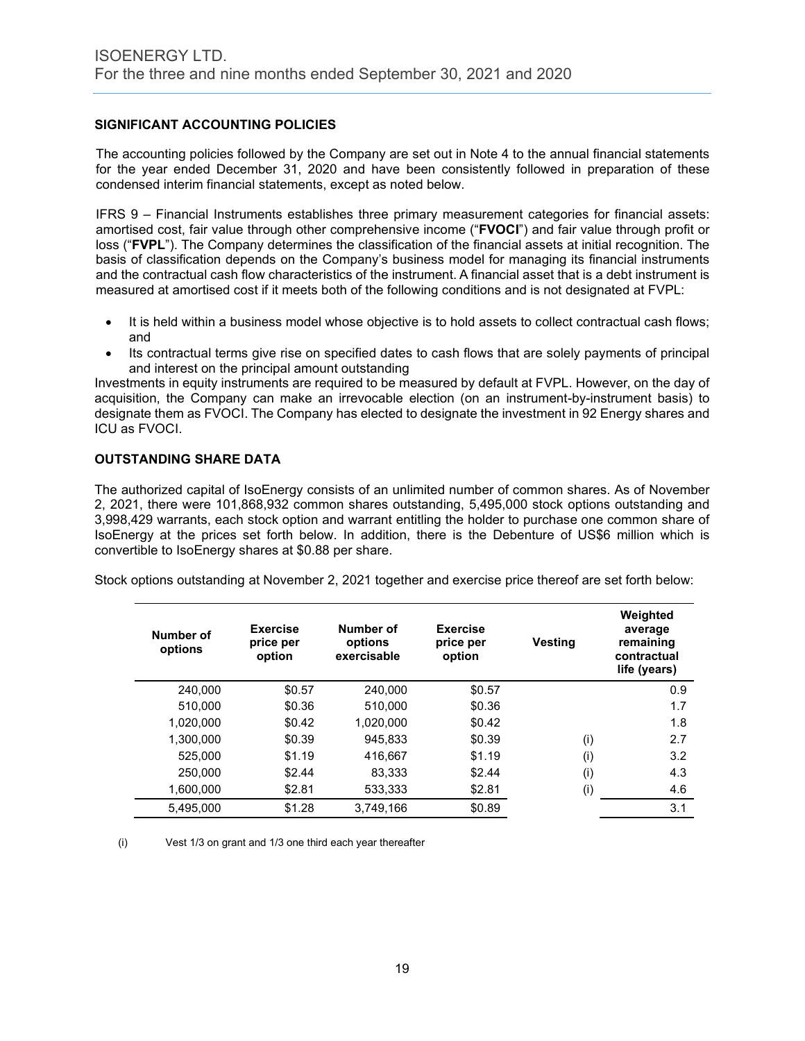## SIGNIFICANT ACCOUNTING POLICIES

The accounting policies followed by the Company are set out in Note 4 to the annual financial statements for the year ended December 31, 2020 and have been consistently followed in preparation of these condensed interim financial statements, except as noted below.

IFRS 9 – Financial Instruments establishes three primary measurement categories for financial assets: amortised cost, fair value through other comprehensive income ("**FVOCI**") and fair value through profit or loss ("**FVPL**"). The Company determines the classification of the financial assets at initial recognition. The basis of classification depends on the Company's business model for managing its financial instruments and the contractual cash flow characteristics of the instrument. A financial asset that is a debt instrument is measured at amortised cost if it meets both of the following conditions and is not designated at FVPL:

- It is held within a business model whose objective is to hold assets to collect contractual cash flows; and
- Its contractual terms give rise on specified dates to cash flows that are solely payments of principal and interest on the principal amount outstanding

Investments in equity instruments are required to be measured by default at FVPL. However, on the day of acquisition, the Company can make an irrevocable election (on an instrument-by-instrument basis) to designate them as FVOCI. The Company has elected to designate the investment in 92 Energy shares and ICU as FVOCI.

## OUTSTANDING SHARE DATA

The authorized capital of IsoEnergy consists of an unlimited number of common shares. As of November 2, 2021, there were 101,868,932 common shares outstanding, 5,495,000 stock options outstanding and 3,998,429 warrants, each stock option and warrant entitling the holder to purchase one common share of IsoEnergy at the prices set forth below. In addition, there is the Debenture of US$6 million which is convertible to IsoEnergy shares at $0.88 per share.

Stock options outstanding at November 2, 2021 together and exercise price thereof are set forth below:

| Number of options | Exercise price per option | Number of options exercisable | Exercise price per option | Vesting | Weighted average remaining contractual life (years) |
|---|---|---|---|---|---|
| 240,000 | $0.57 | 240,000 | $0.57 | | 0.9 |
| 510,000 | $0.36 | 510,000 | $0.36 | | 1.7 |
| 1,020,000 | $0.42 | 1,020,000 | $0.42 | | 1.8 |
| 1,300,000 | $0.39 | 945,833 | $0.39 | (i) | 2.7 |
| 525,000 | $1.19 | 416,667 | $1.19 | (i) | 3.2 |
| 250,000 | $2.44 | 83,333 | $2.44 | (i) | 4.3 |
| 1,600,000 | $2.81 | 533,333 | $2.81 | (i) | 4.6 |
| 5,495,000 | $1.28 | 3,749,166 | $0.89 | | 3.1 |

(i) Vest 1/3 on grant and 1/3 one third each year thereafter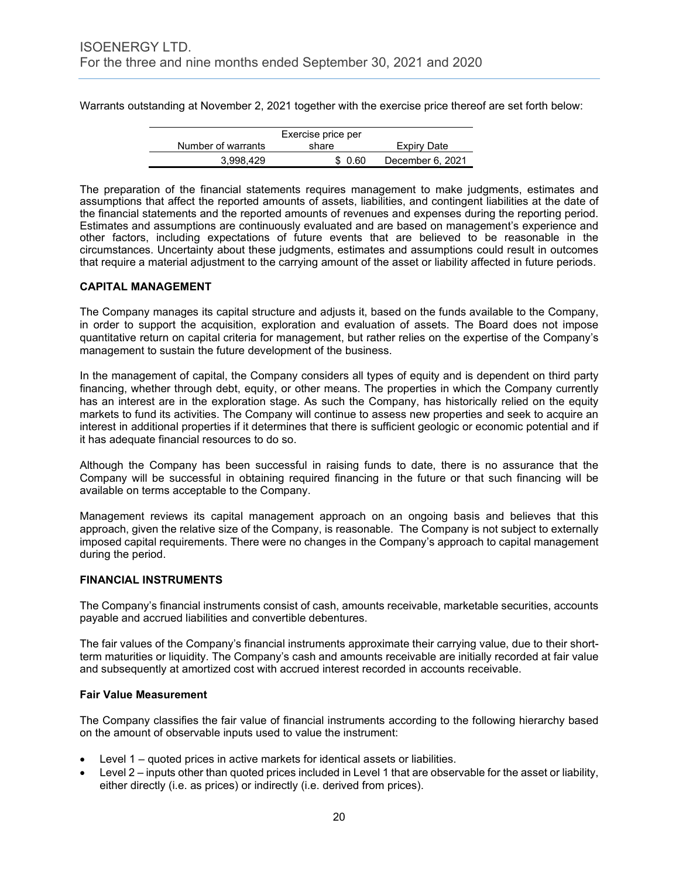Warrants outstanding at November 2, 2021 together with the exercise price thereof are set forth below:

| Number of warrants | Exercise price per share | Expiry Date |
|---|---|---|
| 3,998,429 | $ 0.60 | December 6, 2021 |

The preparation of the financial statements requires management to make judgments, estimates and assumptions that affect the reported amounts of assets, liabilities, and contingent liabilities at the date of the financial statements and the reported amounts of revenues and expenses during the reporting period. Estimates and assumptions are continuously evaluated and are based on management's experience and other factors, including expectations of future events that are believed to be reasonable in the circumstances. Uncertainty about these judgments, estimates and assumptions could result in outcomes that require a material adjustment to the carrying amount of the asset or liability affected in future periods.

## CAPITAL MANAGEMENT

The Company manages its capital structure and adjusts it, based on the funds available to the Company, in order to support the acquisition, exploration and evaluation of assets. The Board does not impose quantitative return on capital criteria for management, but rather relies on the expertise of the Company's management to sustain the future development of the business.

In the management of capital, the Company considers all types of equity and is dependent on third party financing, whether through debt, equity, or other means. The properties in which the Company currently has an interest are in the exploration stage. As such the Company, has historically relied on the equity markets to fund its activities. The Company will continue to assess new properties and seek to acquire an interest in additional properties if it determines that there is sufficient geologic or economic potential and if it has adequate financial resources to do so.

Although the Company has been successful in raising funds to date, there is no assurance that the Company will be successful in obtaining required financing in the future or that such financing will be available on terms acceptable to the Company.

Management reviews its capital management approach on an ongoing basis and believes that this approach, given the relative size of the Company, is reasonable. The Company is not subject to externally imposed capital requirements. There were no changes in the Company's approach to capital management during the period.

## FINANCIAL INSTRUMENTS

The Company's financial instruments consist of cash, amounts receivable, marketable securities, accounts payable and accrued liabilities and convertible debentures.

The fair values of the Company's financial instruments approximate their carrying value, due to their short-term maturities or liquidity. The Company's cash and amounts receivable are initially recorded at fair value and subsequently at amortized cost with accrued interest recorded in accounts receivable.

### Fair Value Measurement

The Company classifies the fair value of financial instruments according to the following hierarchy based on the amount of observable inputs used to value the instrument:

- Level 1 – quoted prices in active markets for identical assets or liabilities.
- Level 2 – inputs other than quoted prices included in Level 1 that are observable for the asset or liability, either directly (i.e. as prices) or indirectly (i.e. derived from prices).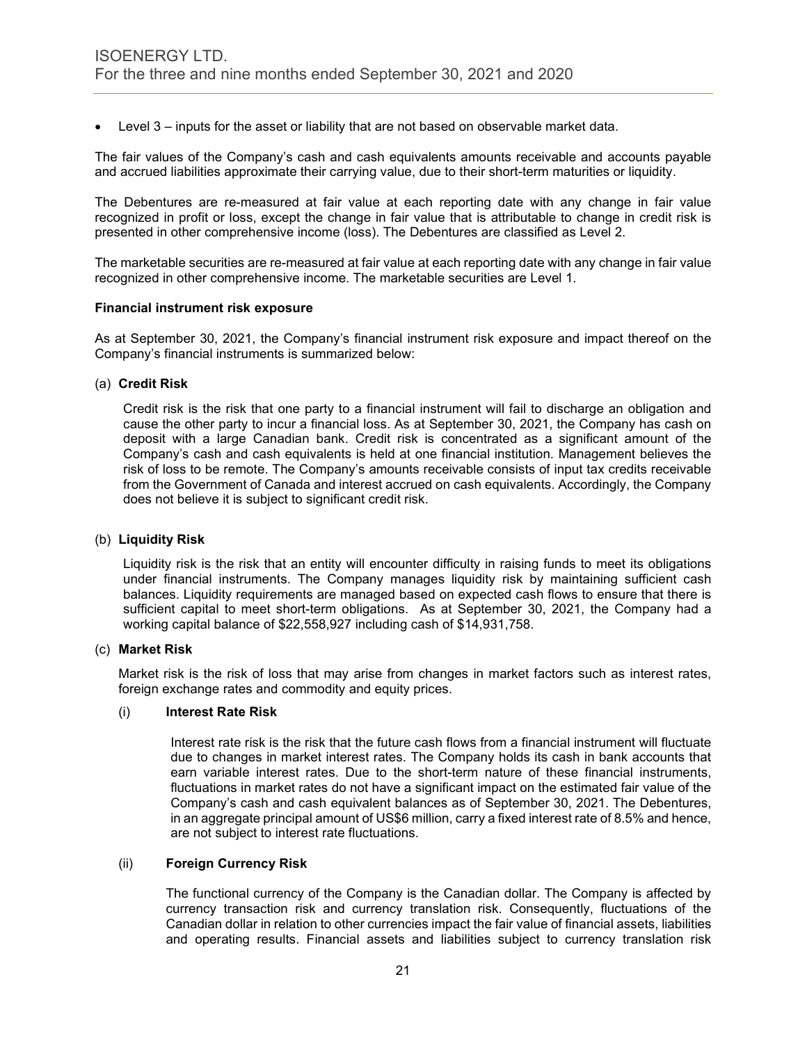- Level 3 – inputs for the asset or liability that are not based on observable market data.

The fair values of the Company's cash and cash equivalents amounts receivable and accounts payable and accrued liabilities approximate their carrying value, due to their short-term maturities or liquidity.

The Debentures are re-measured at fair value at each reporting date with any change in fair value recognized in profit or loss, except the change in fair value that is attributable to change in credit risk is presented in other comprehensive income (loss). The Debentures are classified as Level 2.

The marketable securities are re-measured at fair value at each reporting date with any change in fair value recognized in other comprehensive income. The marketable securities are Level 1.

**Financial instrument risk exposure**

As at September 30, 2021, the Company's financial instrument risk exposure and impact thereof on the Company's financial instruments is summarized below:

(a) **Credit Risk**

Credit risk is the risk that one party to a financial instrument will fail to discharge an obligation and cause the other party to incur a financial loss. As at September 30, 2021, the Company has cash on deposit with a large Canadian bank. Credit risk is concentrated as a significant amount of the Company's cash and cash equivalents is held at one financial institution. Management believes the risk of loss to be remote. The Company's amounts receivable consists of input tax credits receivable from the Government of Canada and interest accrued on cash equivalents. Accordingly, the Company does not believe it is subject to significant credit risk.

(b) **Liquidity Risk**

Liquidity risk is the risk that an entity will encounter difficulty in raising funds to meet its obligations under financial instruments. The Company manages liquidity risk by maintaining sufficient cash balances. Liquidity requirements are managed based on expected cash flows to ensure that there is sufficient capital to meet short-term obligations. As at September 30, 2021, the Company had a working capital balance of $22,558,927 including cash of $14,931,758.

(c) **Market Risk**

Market risk is the risk of loss that may arise from changes in market factors such as interest rates, foreign exchange rates and commodity and equity prices.

(i) **Interest Rate Risk**

Interest rate risk is the risk that the future cash flows from a financial instrument will fluctuate due to changes in market interest rates. The Company holds its cash in bank accounts that earn variable interest rates. Due to the short-term nature of these financial instruments, fluctuations in market rates do not have a significant impact on the estimated fair value of the Company's cash and cash equivalent balances as of September 30, 2021. The Debentures, in an aggregate principal amount of US$6 million, carry a fixed interest rate of 8.5% and hence, are not subject to interest rate fluctuations.

(ii) **Foreign Currency Risk**

The functional currency of the Company is the Canadian dollar. The Company is affected by currency transaction risk and currency translation risk. Consequently, fluctuations of the Canadian dollar in relation to other currencies impact the fair value of financial assets, liabilities and operating results. Financial assets and liabilities subject to currency translation risk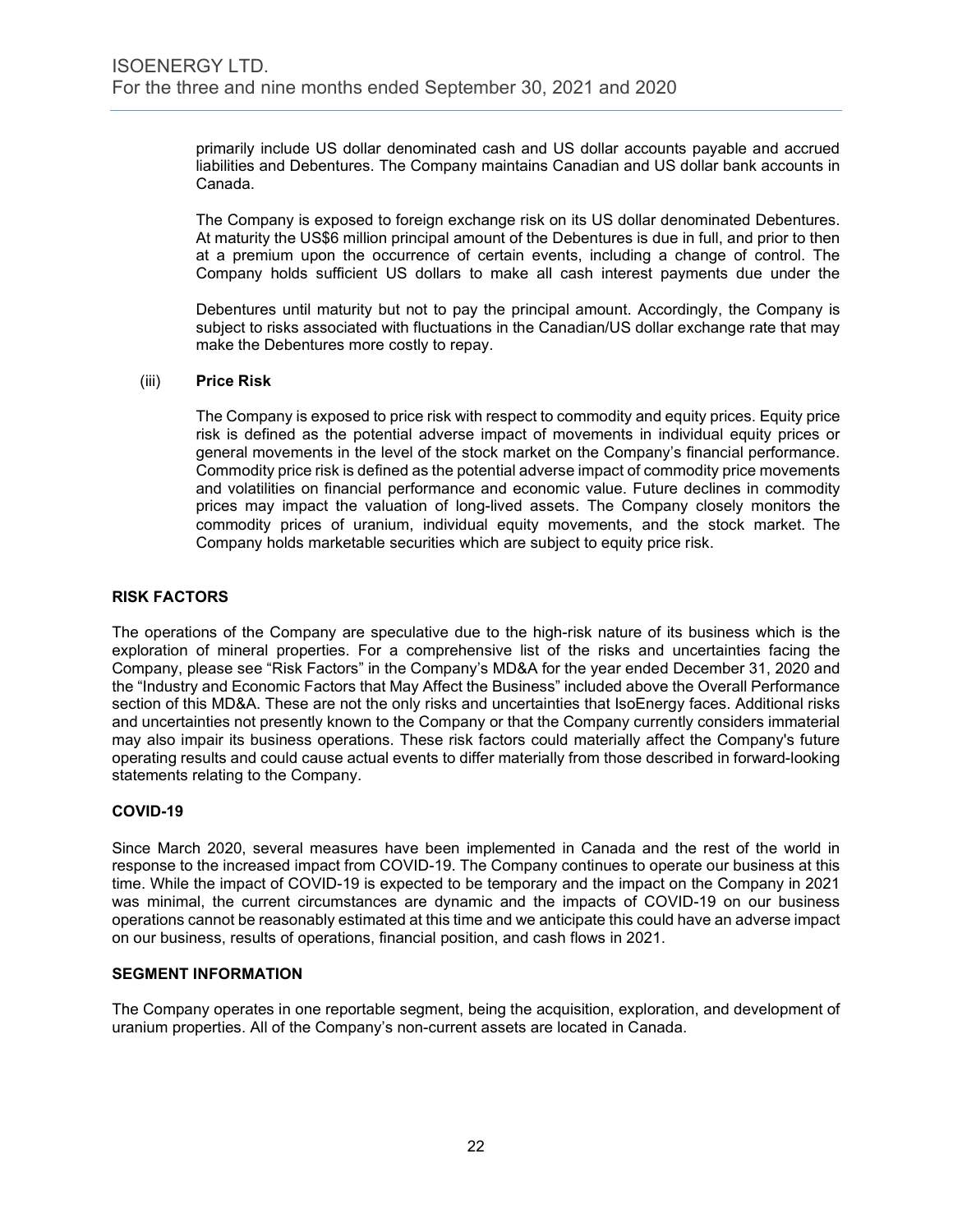primarily include US dollar denominated cash and US dollar accounts payable and accrued liabilities and Debentures. The Company maintains Canadian and US dollar bank accounts in Canada.

The Company is exposed to foreign exchange risk on its US dollar denominated Debentures. At maturity the US$6 million principal amount of the Debentures is due in full, and prior to then at a premium upon the occurrence of certain events, including a change of control. The Company holds sufficient US dollars to make all cash interest payments due under the Debentures until maturity but not to pay the principal amount. Accordingly, the Company is subject to risks associated with fluctuations in the Canadian/US dollar exchange rate that may make the Debentures more costly to repay.

(iii) **Price Risk**

The Company is exposed to price risk with respect to commodity and equity prices. Equity price risk is defined as the potential adverse impact of movements in individual equity prices or general movements in the level of the stock market on the Company's financial performance. Commodity price risk is defined as the potential adverse impact of commodity price movements and volatilities on financial performance and economic value. Future declines in commodity prices may impact the valuation of long-lived assets. The Company closely monitors the commodity prices of uranium, individual equity movements, and the stock market. The Company holds marketable securities which are subject to equity price risk.

## RISK FACTORS

The operations of the Company are speculative due to the high-risk nature of its business which is the exploration of mineral properties. For a comprehensive list of the risks and uncertainties facing the Company, please see "Risk Factors" in the Company's MD&A for the year ended December 31, 2020 and the "Industry and Economic Factors that May Affect the Business" included above the Overall Performance section of this MD&A. These are not the only risks and uncertainties that IsoEnergy faces. Additional risks and uncertainties not presently known to the Company or that the Company currently considers immaterial may also impair its business operations. These risk factors could materially affect the Company's future operating results and could cause actual events to differ materially from those described in forward-looking statements relating to the Company.

## COVID-19

Since March 2020, several measures have been implemented in Canada and the rest of the world in response to the increased impact from COVID-19. The Company continues to operate our business at this time. While the impact of COVID-19 is expected to be temporary and the impact on the Company in 2021 was minimal, the current circumstances are dynamic and the impacts of COVID-19 on our business operations cannot be reasonably estimated at this time and we anticipate this could have an adverse impact on our business, results of operations, financial position, and cash flows in 2021.

## SEGMENT INFORMATION

The Company operates in one reportable segment, being the acquisition, exploration, and development of uranium properties. All of the Company's non-current assets are located in Canada.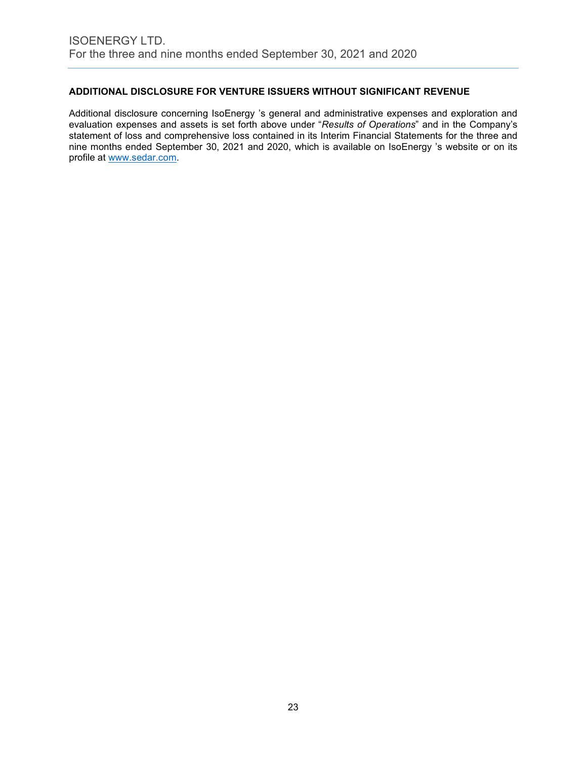## ADDITIONAL DISCLOSURE FOR VENTURE ISSUERS WITHOUT SIGNIFICANT REVENUE

Additional disclosure concerning IsoEnergy 's general and administrative expenses and exploration and evaluation expenses and assets is set forth above under "*Results of Operations*" and in the Company's statement of loss and comprehensive loss contained in its Interim Financial Statements for the three and nine months ended September 30, 2021 and 2020, which is available on IsoEnergy 's website or on its profile at www.sedar.com.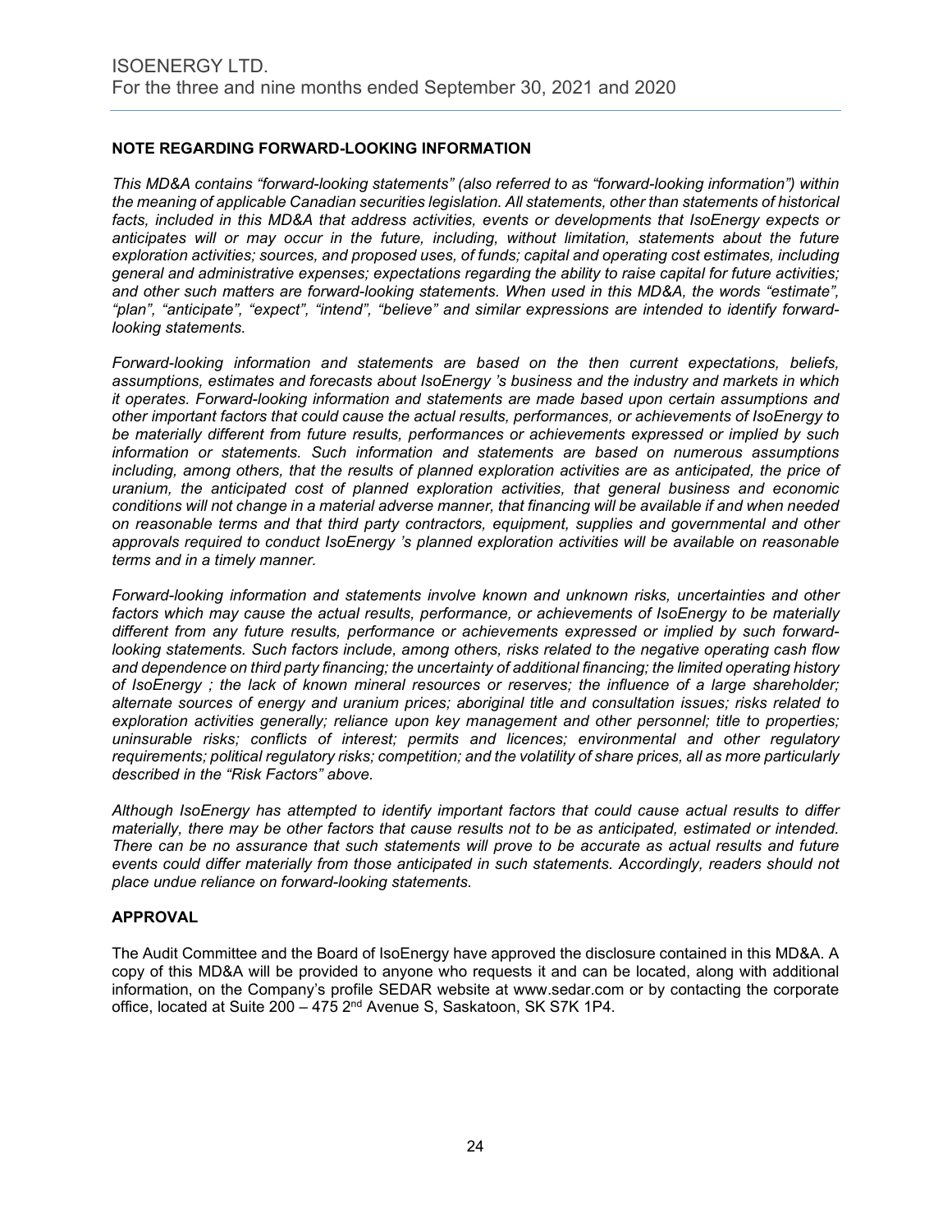## NOTE REGARDING FORWARD-LOOKING INFORMATION

*This MD&A contains "forward-looking statements" (also referred to as "forward-looking information") within the meaning of applicable Canadian securities legislation. All statements, other than statements of historical facts, included in this MD&A that address activities, events or developments that IsoEnergy expects or anticipates will or may occur in the future, including, without limitation, statements about the future exploration activities; sources, and proposed uses, of funds; capital and operating cost estimates, including general and administrative expenses; expectations regarding the ability to raise capital for future activities; and other such matters are forward-looking statements. When used in this MD&A, the words "estimate", "plan", "anticipate", "expect", "intend", "believe" and similar expressions are intended to identify forward-looking statements.*

*Forward-looking information and statements are based on the then current expectations, beliefs, assumptions, estimates and forecasts about IsoEnergy 's business and the industry and markets in which it operates. Forward-looking information and statements are made based upon certain assumptions and other important factors that could cause the actual results, performances, or achievements of IsoEnergy to be materially different from future results, performances or achievements expressed or implied by such information or statements. Such information and statements are based on numerous assumptions including, among others, that the results of planned exploration activities are as anticipated, the price of uranium, the anticipated cost of planned exploration activities, that general business and economic conditions will not change in a material adverse manner, that financing will be available if and when needed on reasonable terms and that third party contractors, equipment, supplies and governmental and other approvals required to conduct IsoEnergy 's planned exploration activities will be available on reasonable terms and in a timely manner.*

*Forward-looking information and statements involve known and unknown risks, uncertainties and other factors which may cause the actual results, performance, or achievements of IsoEnergy to be materially different from any future results, performance or achievements expressed or implied by such forward-looking statements. Such factors include, among others, risks related to the negative operating cash flow and dependence on third party financing; the uncertainty of additional financing; the limited operating history of IsoEnergy ; the lack of known mineral resources or reserves; the influence of a large shareholder; alternate sources of energy and uranium prices; aboriginal title and consultation issues; risks related to exploration activities generally; reliance upon key management and other personnel; title to properties; uninsurable risks; conflicts of interest; permits and licences; environmental and other regulatory requirements; political regulatory risks; competition; and the volatility of share prices, all as more particularly described in the "Risk Factors" above.*

*Although IsoEnergy has attempted to identify important factors that could cause actual results to differ materially, there may be other factors that cause results not to be as anticipated, estimated or intended. There can be no assurance that such statements will prove to be accurate as actual results and future events could differ materially from those anticipated in such statements. Accordingly, readers should not place undue reliance on forward-looking statements.*

## APPROVAL

The Audit Committee and the Board of IsoEnergy have approved the disclosure contained in this MD&A. A copy of this MD&A will be provided to anyone who requests it and can be located, along with additional information, on the Company's profile SEDAR website at www.sedar.com or by contacting the corporate office, located at Suite 200 – 475 2nd Avenue S, Saskatoon, SK S7K 1P4.